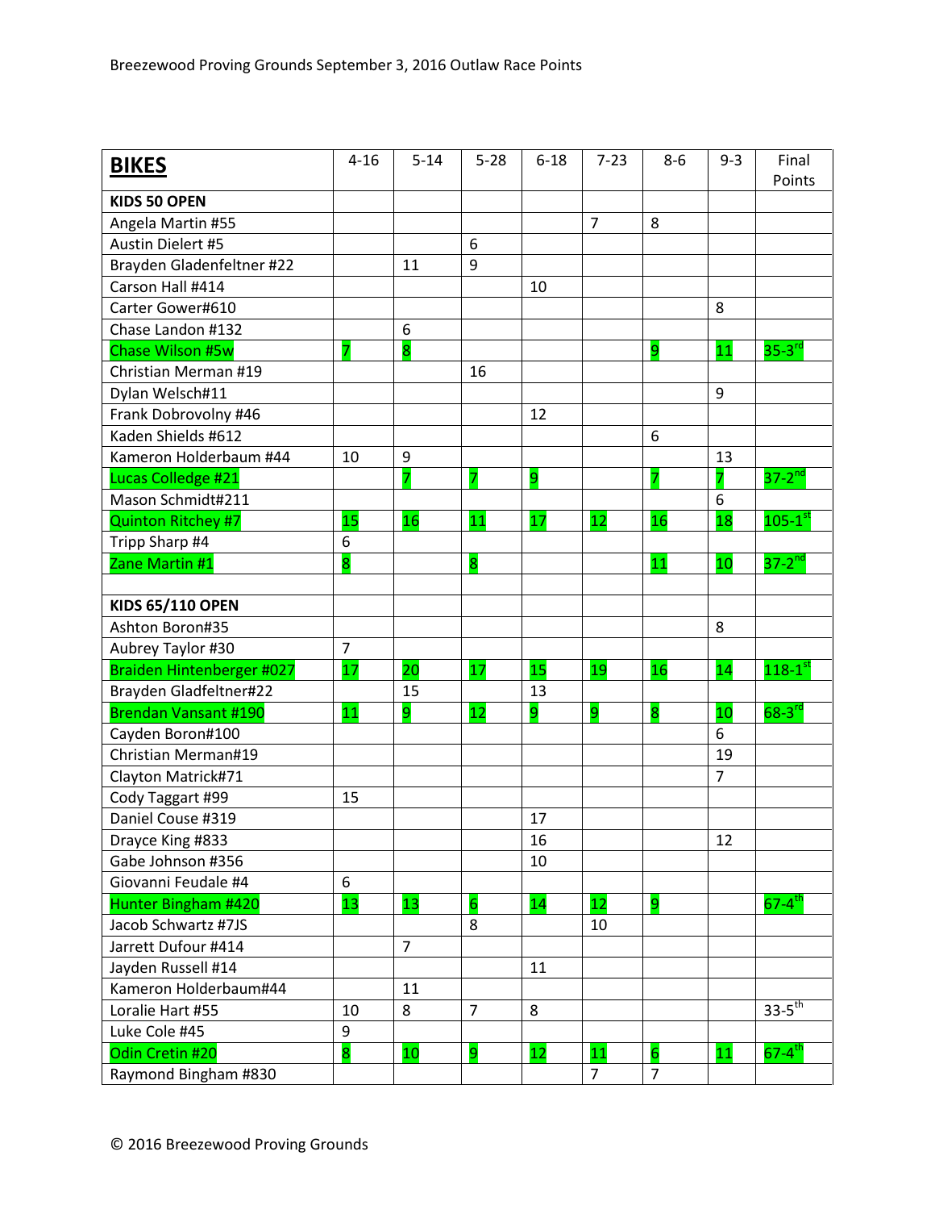Breezewood Proving Grounds September 3, 2016 Outlaw Race Points

| **BIKES** | 4-16 | 5-14 | 5-28 | 6-18 | 7-23 | 8-6 | 9-3 | Final Points |
|---|---|---|---|---|---|---|---|---|
| **KIDS 50 OPEN** | | | | | | | | |
| Angela Martin #55 | | | | | 7 | 8 | | |
| Austin Dielert #5 | | | 6 | | | | | |
| Brayden Gladenfeltner #22 | | 11 | 9 | | | | | |
| Carson Hall #414 | | | | 10 | | | | |
| Carter Gower#610 | | | | | | | 8 | |
| Chase Landon #132 | | 6 | | | | | | |
| Chase Wilson #5w | 7 | 8 | | | | 9 | 11 | 35-3rd |
| Christian Merman #19 | | | 16 | | | | | |
| Dylan Welsch#11 | | | | | | | 9 | |
| Frank Dobrovolny #46 | | | | 12 | | | | |
| Kaden Shields #612 | | | | | | 6 | | |
| Kameron Holderbaum #44 | 10 | 9 | | | | | 13 | |
| Lucas Colledge #21 | | 7 | 7 | 9 | | 7 | 7 | 37-2nd |
| Mason Schmidt#211 | | | | | | | 6 | |
| Quinton Ritchey #7 | 15 | 16 | 11 | 17 | 12 | 16 | 18 | 105-1st |
| Tripp Sharp #4 | 6 | | | | | | | |
| Zane Martin #1 | 8 | | 8 | | | 11 | 10 | 37-2nd |
| | | | | | | | | |
| **KIDS 65/110 OPEN** | | | | | | | | |
| Ashton Boron#35 | | | | | | | 8 | |
| Aubrey Taylor #30 | 7 | | | | | | | |
| Braiden Hintenberger #027 | 17 | 20 | 17 | 15 | 19 | 16 | 14 | 118-1st |
| Brayden Gladfeltner#22 | | 15 | | 13 | | | | |
| Brendan Vansant #190 | 11 | 9 | 12 | 9 | 9 | 8 | 10 | 68-3rd |
| Cayden Boron#100 | | | | | | | 6 | |
| Christian Merman#19 | | | | | | | 19 | |
| Clayton Matrick#71 | | | | | | | 7 | |
| Cody Taggart #99 | 15 | | | | | | | |
| Daniel Couse #319 | | | | 17 | | | | |
| Drayce King #833 | | | | 16 | | | 12 | |
| Gabe Johnson #356 | | | | 10 | | | | |
| Giovanni Feudale #4 | 6 | | | | | | | |
| Hunter Bingham #420 | 13 | 13 | 6 | 14 | 12 | 9 | | 67-4th |
| Jacob Schwartz #7JS | | | 8 | | 10 | | | |
| Jarrett Dufour #414 | | 7 | | | | | | |
| Jayden Russell #14 | | | | 11 | | | | |
| Kameron Holderbaum#44 | | 11 | | | | | | |
| Loralie Hart #55 | 10 | 8 | 7 | 8 | | | | 33-5th |
| Luke Cole #45 | 9 | | | | | | | |
| Odin Cretin #20 | 8 | 10 | 9 | 12 | 11 | 6 | 11 | 67-4th |
| Raymond Bingham #830 | | | | | 7 | 7 | | |

© 2016 Breezewood Proving Grounds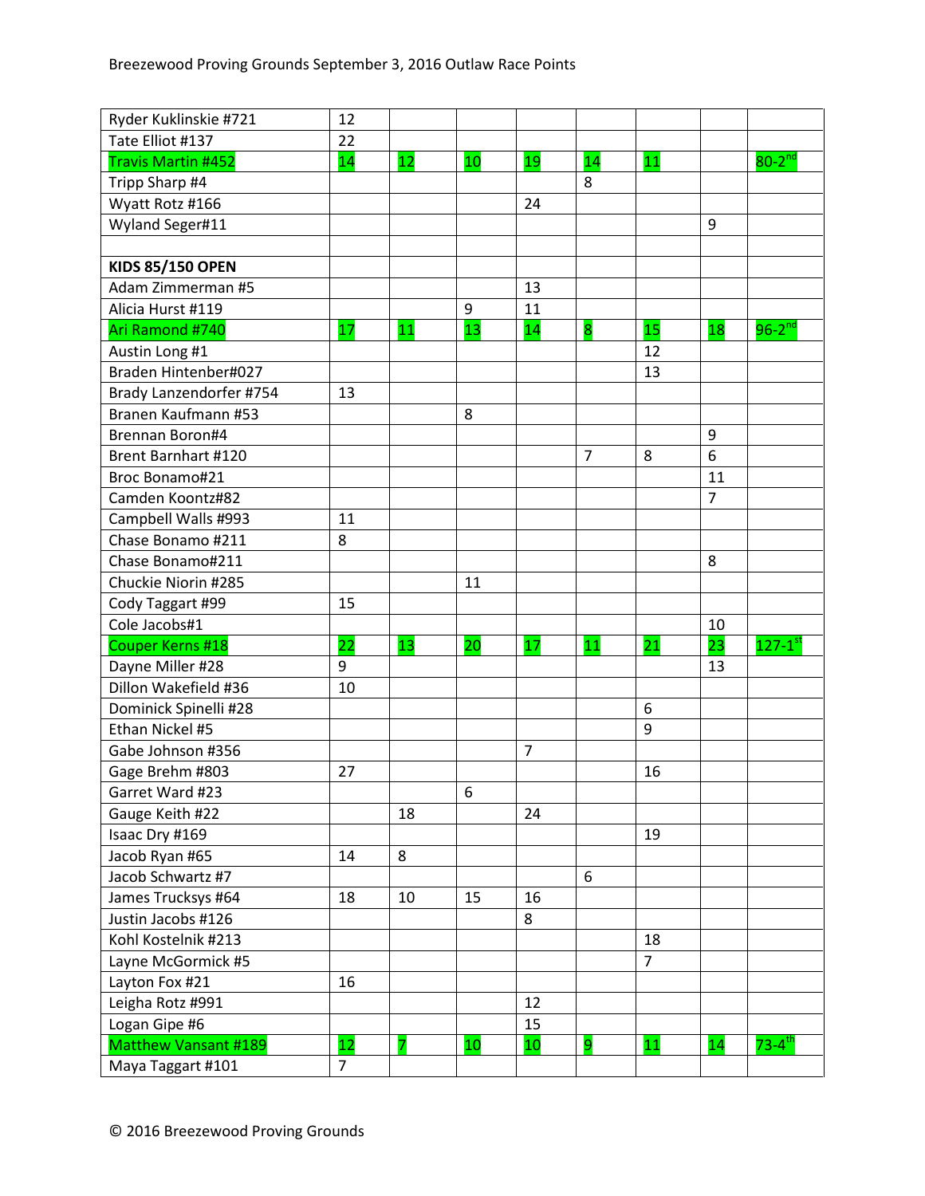| | | | | | | | | |
|---|---|---|---|---|---|---|---|---|
| Ryder Kuklinskie #721 | 12 | | | | | | | |
| Tate Elliot #137 | 22 | | | | | | | |
| Travis Martin #452 | 14 | 12 | 10 | 19 | 14 | 11 | | 80-2nd |
| Tripp Sharp #4 | | | | | 8 | | | |
| Wyatt Rotz #166 | | | | 24 | | | | |
| Wyland Seger#11 | | | | | | | 9 | |
| | | | | | | | | |
| **KIDS 85/150 OPEN** | | | | | | | | |
| Adam Zimmerman #5 | | | | 13 | | | | |
| Alicia Hurst #119 | | | 9 | 11 | | | | |
| Ari Ramond #740 | 17 | 11 | 13 | 14 | 8 | 15 | 18 | 96-2nd |
| Austin Long #1 | | | | | | 12 | | |
| Braden Hintenber#027 | | | | | | 13 | | |
| Brady Lanzendorfer #754 | 13 | | | | | | | |
| Branen Kaufmann #53 | | | 8 | | | | | |
| Brennan Boron#4 | | | | | | | 9 | |
| Brent Barnhart #120 | | | | | 7 | 8 | 6 | |
| Broc Bonamo#21 | | | | | | | 11 | |
| Camden Koontz#82 | | | | | | | 7 | |
| Campbell Walls #993 | 11 | | | | | | | |
| Chase Bonamo #211 | 8 | | | | | | | |
| Chase Bonamo#211 | | | | | | | 8 | |
| Chuckie Niorin #285 | | | 11 | | | | | |
| Cody Taggart #99 | 15 | | | | | | | |
| Cole Jacobs#1 | | | | | | | 10 | |
| Couper Kerns #18 | 22 | 13 | 20 | 17 | 11 | 21 | 23 | 127-1st |
| Dayne Miller #28 | 9 | | | | | | 13 | |
| Dillon Wakefield #36 | 10 | | | | | | | |
| Dominick Spinelli #28 | | | | | | 6 | | |
| Ethan Nickel #5 | | | | | | 9 | | |
| Gabe Johnson #356 | | | | 7 | | | | |
| Gage Brehm #803 | 27 | | | | | 16 | | |
| Garret Ward #23 | | | 6 | | | | | |
| Gauge Keith #22 | | 18 | | 24 | | | | |
| Isaac Dry #169 | | | | | | 19 | | |
| Jacob Ryan #65 | 14 | 8 | | | | | | |
| Jacob Schwartz #7 | | | | | 6 | | | |
| James Trucksys #64 | 18 | 10 | 15 | 16 | | | | |
| Justin Jacobs #126 | | | | 8 | | | | |
| Kohl Kostelnik #213 | | | | | | 18 | | |
| Layne McGormick #5 | | | | | | 7 | | |
| Layton Fox #21 | 16 | | | | | | | |
| Leigha Rotz #991 | | | | 12 | | | | |
| Logan Gipe #6 | | | | 15 | | | | |
| Matthew Vansant #189 | 12 | 7 | 10 | 10 | 9 | 11 | 14 | 73-4th |
| Maya Taggart #101 | 7 | | | | | | | |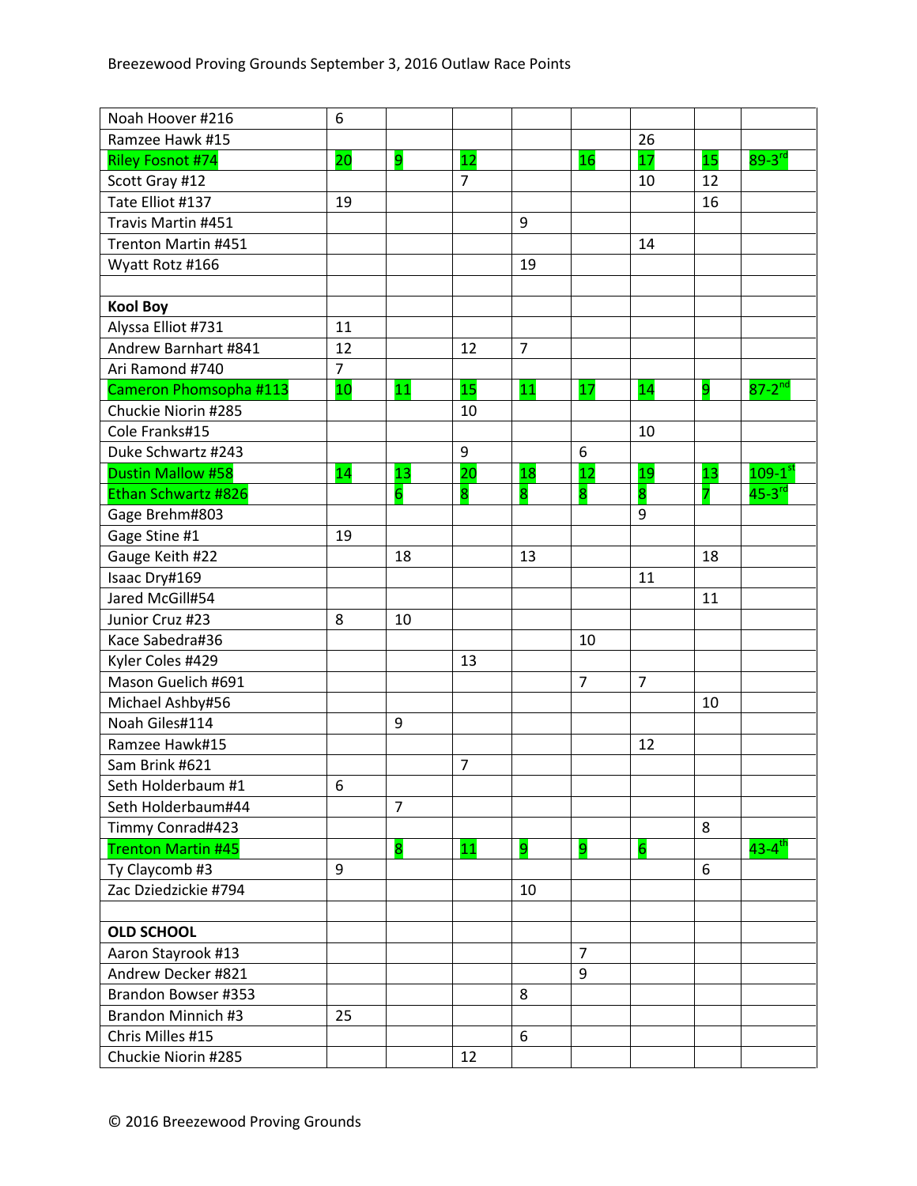Breezewood Proving Grounds September 3, 2016 Outlaw Race Points

| | | | | | | | | |
|---|---|---|---|---|---|---|---|---|
| Noah Hoover #216 | 6 | | | | | | | |
| Ramzee Hawk #15 | | | | | | 26 | | |
| Riley Fosnot #74 | 20 | 9 | 12 | | 16 | 17 | 15 | 89-3rd |
| Scott Gray #12 | | | 7 | | | 10 | 12 | |
| Tate Elliot #137 | 19 | | | | | | 16 | |
| Travis Martin #451 | | | | 9 | | | | |
| Trenton Martin #451 | | | | | | 14 | | |
| Wyatt Rotz #166 | | | | 19 | | | | |
| | | | | | | | | |
| **Kool Boy** | | | | | | | | |
| Alyssa Elliot #731 | 11 | | | | | | | |
| Andrew Barnhart #841 | 12 | | 12 | 7 | | | | |
| Ari Ramond #740 | 7 | | | | | | | |
| Cameron Phomsopha #113 | 10 | 11 | 15 | 11 | 17 | 14 | 9 | 87-2nd |
| Chuckie Niorin #285 | | | 10 | | | | | |
| Cole Franks#15 | | | | | | 10 | | |
| Duke Schwartz #243 | | | 9 | | 6 | | | |
| Dustin Mallow #58 | 14 | 13 | 20 | 18 | 12 | 19 | 13 | 109-1st |
| Ethan Schwartz #826 | | 6 | 8 | 8 | 8 | 8 | 7 | 45-3rd |
| Gage Brehm#803 | | | | | | 9 | | |
| Gage Stine #1 | 19 | | | | | | | |
| Gauge Keith #22 | | 18 | | 13 | | | 18 | |
| Isaac Dry#169 | | | | | | 11 | | |
| Jared McGill#54 | | | | | | | 11 | |
| Junior Cruz #23 | 8 | 10 | | | | | | |
| Kace Sabedra#36 | | | | | 10 | | | |
| Kyler Coles #429 | | | 13 | | | | | |
| Mason Guelich #691 | | | | | 7 | 7 | | |
| Michael Ashby#56 | | | | | | | 10 | |
| Noah Giles#114 | | 9 | | | | | | |
| Ramzee Hawk#15 | | | | | | 12 | | |
| Sam Brink #621 | | | 7 | | | | | |
| Seth Holderbaum #1 | 6 | | | | | | | |
| Seth Holderbaum#44 | | 7 | | | | | | |
| Timmy Conrad#423 | | | | | | | 8 | |
| Trenton Martin #45 | | 8 | 11 | 9 | 9 | 6 | | 43-4th |
| Ty Claycomb #3 | 9 | | | | | | 6 | |
| Zac Dziedzickie #794 | | | | 10 | | | | |
| | | | | | | | | |
| **OLD SCHOOL** | | | | | | | | |
| Aaron Stayrook #13 | | | | | 7 | | | |
| Andrew Decker #821 | | | | | 9 | | | |
| Brandon Bowser #353 | | | | 8 | | | | |
| Brandon Minnich #3 | 25 | | | | | | | |
| Chris Milles #15 | | | | 6 | | | | |
| Chuckie Niorin #285 | | | 12 | | | | | |

© 2016 Breezewood Proving Grounds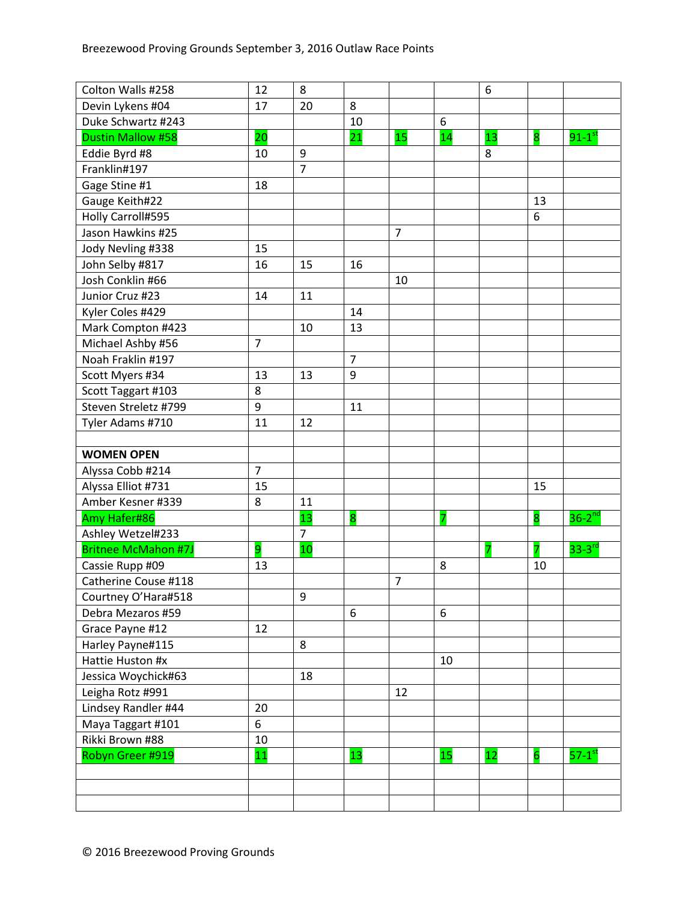| | | | | | | | | |
|---|---|---|---|---|---|---|---|---|
| Colton Walls #258 | 12 | 8 | | | | 6 | | |
| Devin Lykens #04 | 17 | 20 | 8 | | | | | |
| Duke Schwartz #243 | | | 10 | | 6 | | | |
| Dustin Mallow #58 | 20 | | 21 | 15 | 14 | 13 | 8 | 91-1st |
| Eddie Byrd #8 | 10 | 9 | | | | 8 | | |
| Franklin#197 | | 7 | | | | | | |
| Gage Stine #1 | 18 | | | | | | | |
| Gauge Keith#22 | | | | | | | 13 | |
| Holly Carroll#595 | | | | | | | 6 | |
| Jason Hawkins #25 | | | | 7 | | | | |
| Jody Nevling #338 | 15 | | | | | | | |
| John Selby #817 | 16 | 15 | 16 | | | | | |
| Josh Conklin #66 | | | | 10 | | | | |
| Junior Cruz #23 | 14 | 11 | | | | | | |
| Kyler Coles #429 | | | 14 | | | | | |
| Mark Compton #423 | | 10 | 13 | | | | | |
| Michael Ashby #56 | 7 | | | | | | | |
| Noah Fraklin #197 | | | 7 | | | | | |
| Scott Myers #34 | 13 | 13 | 9 | | | | | |
| Scott Taggart #103 | 8 | | | | | | | |
| Steven Streletz #799 | 9 | | 11 | | | | | |
| Tyler Adams #710 | 11 | 12 | | | | | | |
| | | | | | | | | |
| **WOMEN OPEN** | | | | | | | | |
| Alyssa Cobb #214 | 7 | | | | | | | |
| Alyssa Elliot #731 | 15 | | | | | | 15 | |
| Amber Kesner #339 | 8 | 11 | | | | | | |
| Amy Hafer#86 | | 13 | 8 | | 7 | | 8 | 36-2nd |
| Ashley Wetzel#233 | | 7 | | | | | | |
| Britnee McMahon #7J | 9 | 10 | | | | 7 | 7 | 33-3rd |
| Cassie Rupp #09 | 13 | | | | 8 | | 10 | |
| Catherine Couse #118 | | | | 7 | | | | |
| Courtney O'Hara#518 | | 9 | | | | | | |
| Debra Mezaros #59 | | | 6 | | 6 | | | |
| Grace Payne #12 | 12 | | | | | | | |
| Harley Payne#115 | | 8 | | | | | | |
| Hattie Huston #x | | | | | 10 | | | |
| Jessica Woychick#63 | | 18 | | | | | | |
| Leigha Rotz #991 | | | | 12 | | | | |
| Lindsey Randler #44 | 20 | | | | | | | |
| Maya Taggart #101 | 6 | | | | | | | |
| Rikki Brown #88 | 10 | | | | | | | |
| Robyn Greer #919 | 11 | | 13 | | 15 | 12 | 6 | 57-1st |
| | | | | | | | | |
| | | | | | | | | |
| | | | | | | | | |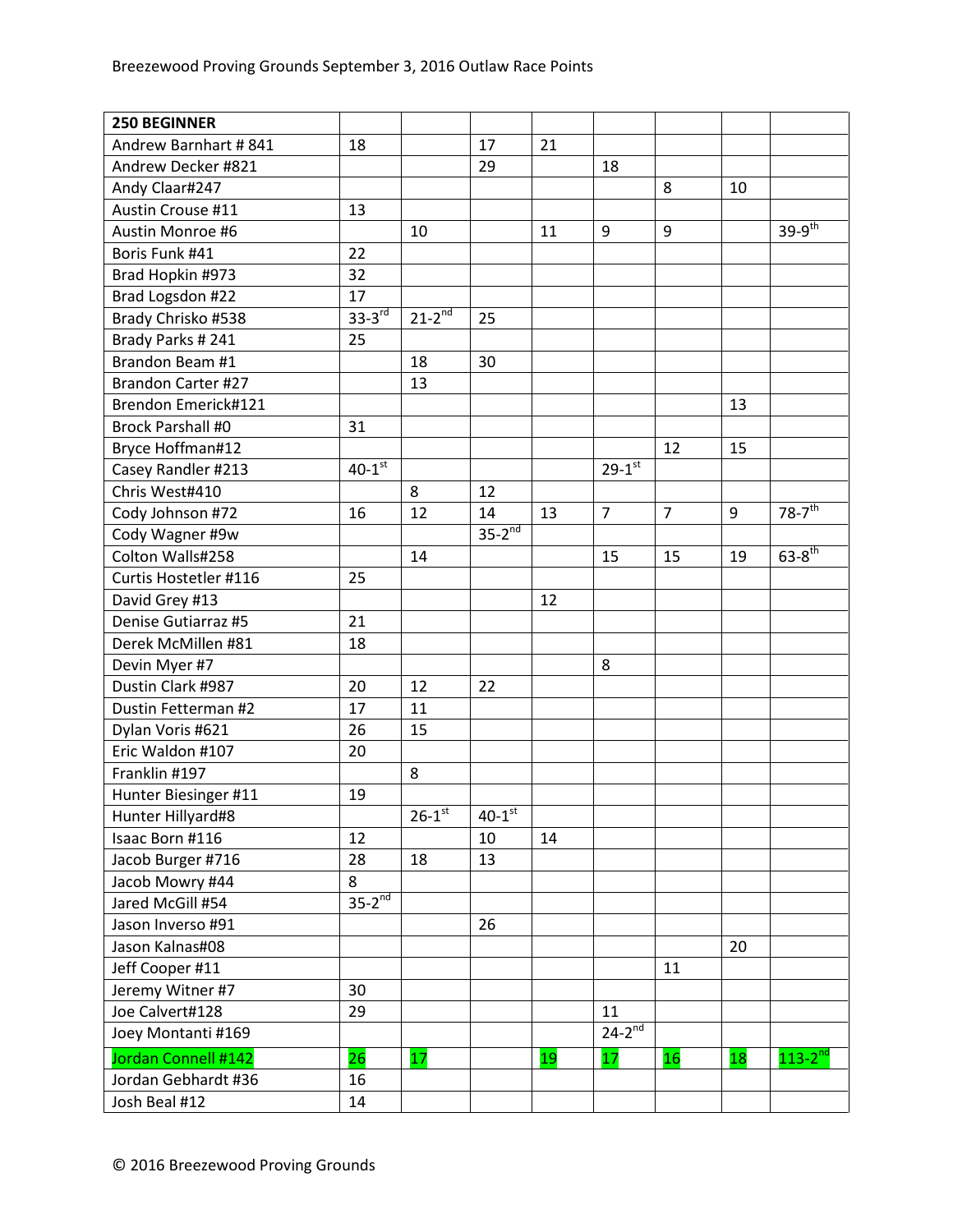Breezewood Proving Grounds September 3, 2016 Outlaw Race Points

| 250 BEGINNER | | | | | | | | |
|---|---|---|---|---|---|---|---|---|
| Andrew Barnhart # 841 | 18 | | 17 | 21 | | | | |
| Andrew Decker #821 | | | 29 | | 18 | | | |
| Andy Claar#247 | | | | | | 8 | 10 | |
| Austin Crouse #11 | 13 | | | | | | | |
| Austin Monroe #6 | | 10 | | 11 | 9 | 9 | | 39-9th |
| Boris Funk #41 | 22 | | | | | | | |
| Brad Hopkin #973 | 32 | | | | | | | |
| Brad Logsdon #22 | 17 | | | | | | | |
| Brady Chrisko #538 | 33-3rd | 21-2nd | 25 | | | | | |
| Brady Parks # 241 | 25 | | | | | | | |
| Brandon Beam #1 | | 18 | 30 | | | | | |
| Brandon Carter #27 | | 13 | | | | | | |
| Brendon Emerick#121 | | | | | | | 13 | |
| Brock Parshall #0 | 31 | | | | | | | |
| Bryce Hoffman#12 | | | | | | 12 | 15 | |
| Casey Randler #213 | 40-1st | | | | 29-1st | | | |
| Chris West#410 | | 8 | 12 | | | | | |
| Cody Johnson #72 | 16 | 12 | 14 | 13 | 7 | 7 | 9 | 78-7th |
| Cody Wagner #9w | | | 35-2nd | | | | | |
| Colton Walls#258 | | 14 | | | 15 | 15 | 19 | 63-8th |
| Curtis Hostetler #116 | 25 | | | | | | | |
| David Grey #13 | | | | 12 | | | | |
| Denise Gutiarraz #5 | 21 | | | | | | | |
| Derek McMillen #81 | 18 | | | | | | | |
| Devin Myer #7 | | | | | 8 | | | |
| Dustin Clark #987 | 20 | 12 | 22 | | | | | |
| Dustin Fetterman #2 | 17 | 11 | | | | | | |
| Dylan Voris #621 | 26 | 15 | | | | | | |
| Eric Waldon #107 | 20 | | | | | | | |
| Franklin #197 | | 8 | | | | | | |
| Hunter Biesinger #11 | 19 | | | | | | | |
| Hunter Hillyard#8 | | 26-1st | 40-1st | | | | | |
| Isaac Born #116 | 12 | | 10 | 14 | | | | |
| Jacob Burger #716 | 28 | 18 | 13 | | | | | |
| Jacob Mowry #44 | 8 | | | | | | | |
| Jared McGill #54 | 35-2nd | | | | | | | |
| Jason Inverso #91 | | | 26 | | | | | |
| Jason Kalnas#08 | | | | | | | 20 | |
| Jeff Cooper #11 | | | | | | 11 | | |
| Jeremy Witner #7 | 30 | | | | | | | |
| Joe Calvert#128 | 29 | | | | 11 | | | |
| Joey Montanti #169 | | | | | 24-2nd | | | |
| Jordan Connell #142 | 26 | 17 | | 19 | 17 | 16 | 18 | 113-2nd |
| Jordan Gebhardt #36 | 16 | | | | | | | |
| Josh Beal #12 | 14 | | | | | | | |

© 2016 Breezewood Proving Grounds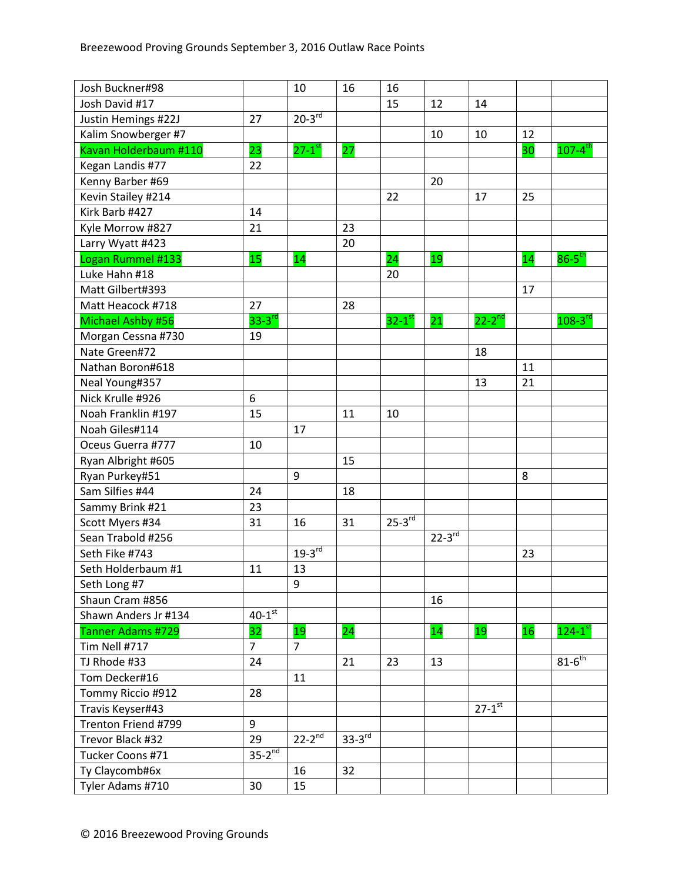Breezewood Proving Grounds September 3, 2016 Outlaw Race Points

| | | | | | | | | |
|---|---|---|---|---|---|---|---|---|
| Josh Buckner#98 | | 10 | 16 | 16 | | | | |
| Josh David #17 | | | | 15 | 12 | 14 | | |
| Justin Hemings #22J | 27 | 20-3rd | | | | | | |
| Kalim Snowberger #7 | | | | | 10 | 10 | 12 | |
| Kavan Holderbaum #110 | 23 | 27-1st | 27 | | | | 30 | 107-4th |
| Kegan Landis #77 | 22 | | | | | | | |
| Kenny Barber #69 | | | | | 20 | | | |
| Kevin Stailey #214 | | | | 22 | | 17 | 25 | |
| Kirk Barb #427 | 14 | | | | | | | |
| Kyle Morrow #827 | 21 | | 23 | | | | | |
| Larry Wyatt #423 | | | 20 | | | | | |
| Logan Rummel #133 | 15 | 14 | | 24 | 19 | | 14 | 86-5th |
| Luke Hahn #18 | | | | 20 | | | | |
| Matt Gilbert#393 | | | | | | | 17 | |
| Matt Heacock #718 | 27 | | 28 | | | | | |
| Michael Ashby #56 | 33-3rd | | | 32-1st | 21 | 22-2nd | | 108-3rd |
| Morgan Cessna #730 | 19 | | | | | | | |
| Nate Green#72 | | | | | | 18 | | |
| Nathan Boron#618 | | | | | | | 11 | |
| Neal Young#357 | | | | | | 13 | 21 | |
| Nick Krulle #926 | 6 | | | | | | | |
| Noah Franklin #197 | 15 | | 11 | 10 | | | | |
| Noah Giles#114 | | 17 | | | | | | |
| Oceus Guerra #777 | 10 | | | | | | | |
| Ryan Albright #605 | | | 15 | | | | | |
| Ryan Purkey#51 | | 9 | | | | | 8 | |
| Sam Silfies #44 | 24 | | 18 | | | | | |
| Sammy Brink #21 | 23 | | | | | | | |
| Scott Myers #34 | 31 | 16 | 31 | 25-3rd | | | | |
| Sean Trabold #256 | | | | | 22-3rd | | | |
| Seth Fike #743 | | 19-3rd | | | | | 23 | |
| Seth Holderbaum #1 | 11 | 13 | | | | | | |
| Seth Long #7 | | 9 | | | | | | |
| Shaun Cram #856 | | | | | 16 | | | |
| Shawn Anders Jr #134 | 40-1st | | | | | | | |
| Tanner Adams #729 | 32 | 19 | 24 | | 14 | 19 | 16 | 124-1st |
| Tim Nell #717 | 7 | 7 | | | | | | |
| TJ Rhode #33 | 24 | | 21 | 23 | 13 | | | 81-6th |
| Tom Decker#16 | | 11 | | | | | | |
| Tommy Riccio #912 | 28 | | | | | | | |
| Travis Keyser#43 | | | | | | 27-1st | | |
| Trenton Friend #799 | 9 | | | | | | | |
| Trevor Black #32 | 29 | 22-2nd | 33-3rd | | | | | |
| Tucker Coons #71 | 35-2nd | | | | | | | |
| Ty Claycomb#6x | | 16 | 32 | | | | | |
| Tyler Adams #710 | 30 | 15 | | | | | | |

© 2016 Breezewood Proving Grounds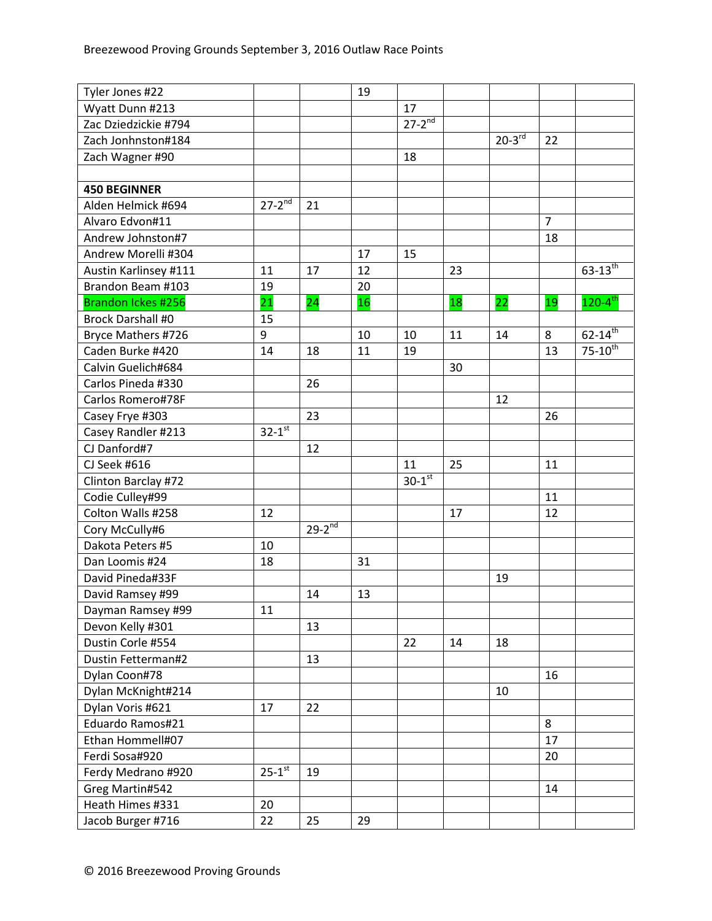Breezewood Proving Grounds September 3, 2016 Outlaw Race Points

| | | | | | | | | |
|---|---|---|---|---|---|---|---|---|
| Tyler Jones #22 | | | 19 | | | | | |
| Wyatt Dunn #213 | | | | 17 | | | | |
| Zac Dziedzickie #794 | | | | 27-2nd | | | | |
| Zach Jonhnston#184 | | | | | | 20-3rd | 22 | |
| Zach Wagner #90 | | | | 18 | | | | |
| | | | | | | | | |
| **450 BEGINNER** | | | | | | | | |
| Alden Helmick #694 | 27-2nd | 21 | | | | | | |
| Alvaro Edvon#11 | | | | | | | 7 | |
| Andrew Johnston#7 | | | | | | | 18 | |
| Andrew Morelli #304 | | | 17 | 15 | | | | |
| Austin Karlinsey #111 | 11 | 17 | 12 | | 23 | | | 63-13th |
| Brandon Beam #103 | 19 | | 20 | | | | | |
| Brandon Ickes #256 | 21 | 24 | 16 | | 18 | 22 | 19 | 120-4th |
| Brock Darshall #0 | 15 | | | | | | | |
| Bryce Mathers #726 | 9 | | 10 | 10 | 11 | 14 | 8 | 62-14th |
| Caden Burke #420 | 14 | 18 | 11 | 19 | | | 13 | 75-10th |
| Calvin Guelich#684 | | | | | 30 | | | |
| Carlos Pineda #330 | | 26 | | | | | | |
| Carlos Romero#78F | | | | | | 12 | | |
| Casey Frye #303 | | 23 | | | | | 26 | |
| Casey Randler #213 | 32-1st | | | | | | | |
| CJ Danford#7 | | 12 | | | | | | |
| CJ Seek #616 | | | | 11 | 25 | | 11 | |
| Clinton Barclay #72 | | | | 30-1st | | | | |
| Codie Culley#99 | | | | | | | 11 | |
| Colton Walls #258 | 12 | | | | 17 | | 12 | |
| Cory McCully#6 | | 29-2nd | | | | | | |
| Dakota Peters #5 | 10 | | | | | | | |
| Dan Loomis #24 | 18 | | 31 | | | | | |
| David Pineda#33F | | | | | | 19 | | |
| David Ramsey #99 | | 14 | 13 | | | | | |
| Dayman Ramsey #99 | 11 | | | | | | | |
| Devon Kelly #301 | | 13 | | | | | | |
| Dustin Corle #554 | | | | 22 | 14 | 18 | | |
| Dustin Fetterman#2 | | 13 | | | | | | |
| Dylan Coon#78 | | | | | | | 16 | |
| Dylan McKnight#214 | | | | | | 10 | | |
| Dylan Voris #621 | 17 | 22 | | | | | | |
| Eduardo Ramos#21 | | | | | | | 8 | |
| Ethan Hommell#07 | | | | | | | 17 | |
| Ferdi Sosa#920 | | | | | | | 20 | |
| Ferdy Medrano #920 | 25-1st | 19 | | | | | | |
| Greg Martin#542 | | | | | | | 14 | |
| Heath Himes #331 | 20 | | | | | | | |
| Jacob Burger #716 | 22 | 25 | 29 | | | | | |

© 2016 Breezewood Proving Grounds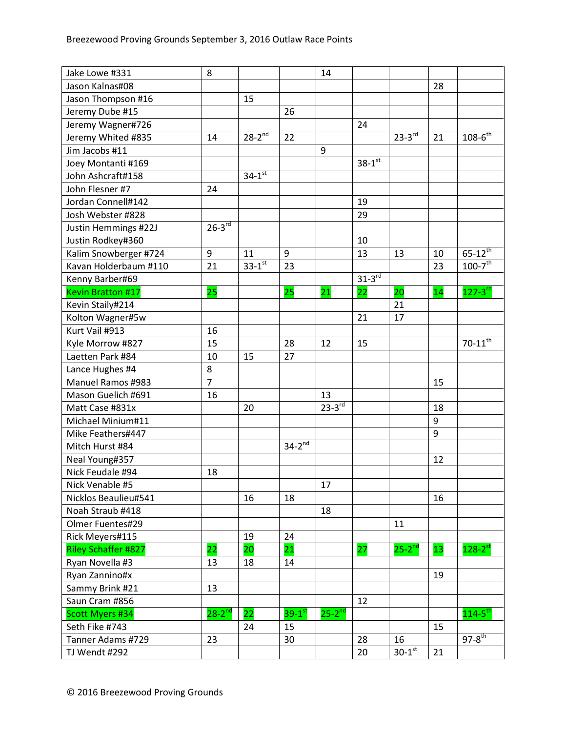| | | | | | | | |
|---|---|---|---|---|---|---|---|
| Jake Lowe #331 | 8 | | | 14 | | | | |
| Jason Kalnas#08 | | | | | | | 28 | |
| Jason Thompson #16 | | 15 | | | | | | |
| Jeremy Dube #15 | | | 26 | | | | | |
| Jeremy Wagner#726 | | | | | 24 | | | |
| Jeremy Whited #835 | 14 | 28-2nd | 22 | | | 23-3rd | 21 | 108-6th |
| Jim Jacobs #11 | | | | 9 | | | | |
| Joey Montanti #169 | | | | | 38-1st | | | |
| John Ashcraft#158 | | 34-1st | | | | | | |
| John Flesner #7 | 24 | | | | | | | |
| Jordan Connell#142 | | | | | 19 | | | |
| Josh Webster #828 | | | | | 29 | | | |
| Justin Hemmings #22J | 26-3rd | | | | | | | |
| Justin Rodkey#360 | | | | | 10 | | | |
| Kalim Snowberger #724 | 9 | 11 | 9 | | 13 | 13 | 10 | 65-12th |
| Kavan Holderbaum #110 | 21 | 33-1st | 23 | | | | 23 | 100-7th |
| Kenny Barber#69 | | | | | 31-3rd | | | |
| Kevin Bratton #17 | 25 | | 25 | 21 | 22 | 20 | 14 | 127-3rd |
| Kevin Staily#214 | | | | | | 21 | | |
| Kolton Wagner#5w | | | | | 21 | 17 | | |
| Kurt Vail #913 | 16 | | | | | | | |
| Kyle Morrow #827 | 15 | | 28 | 12 | 15 | | | 70-11th |
| Laetten Park #84 | 10 | 15 | 27 | | | | | |
| Lance Hughes #4 | 8 | | | | | | | |
| Manuel Ramos #983 | 7 | | | | | | 15 | |
| Mason Guelich #691 | 16 | | | 13 | | | | |
| Matt Case #831x | | 20 | | 23-3rd | | | 18 | |
| Michael Minium#11 | | | | | | | 9 | |
| Mike Feathers#447 | | | | | | | 9 | |
| Mitch Hurst #84 | | | 34-2nd | | | | | |
| Neal Young#357 | | | | | | | 12 | |
| Nick Feudale #94 | 18 | | | | | | | |
| Nick Venable #5 | | | | 17 | | | | |
| Nicklos Beaulieu#541 | | 16 | 18 | | | | 16 | |
| Noah Straub #418 | | | | 18 | | | | |
| Olmer Fuentes#29 | | | | | | 11 | | |
| Rick Meyers#115 | | 19 | 24 | | | | | |
| Riley Schaffer #827 | 22 | 20 | 21 | | 27 | 25-2nd | 13 | 128-2st |
| Ryan Novella #3 | 13 | 18 | 14 | | | | | |
| Ryan Zannino#x | | | | | | | 19 | |
| Sammy Brink #21 | 13 | | | | | | | |
| Saun Cram #856 | | | | | 12 | | | |
| Scott Myers #34 | 28-2nd | 22 | 39-1st | 25-2nd | | | | 114-5th |
| Seth Fike #743 | | 24 | 15 | | | | 15 | |
| Tanner Adams #729 | 23 | | 30 | | 28 | 16 | | 97-8th |
| TJ Wendt #292 | | | | | 20 | 30-1st | 21 | |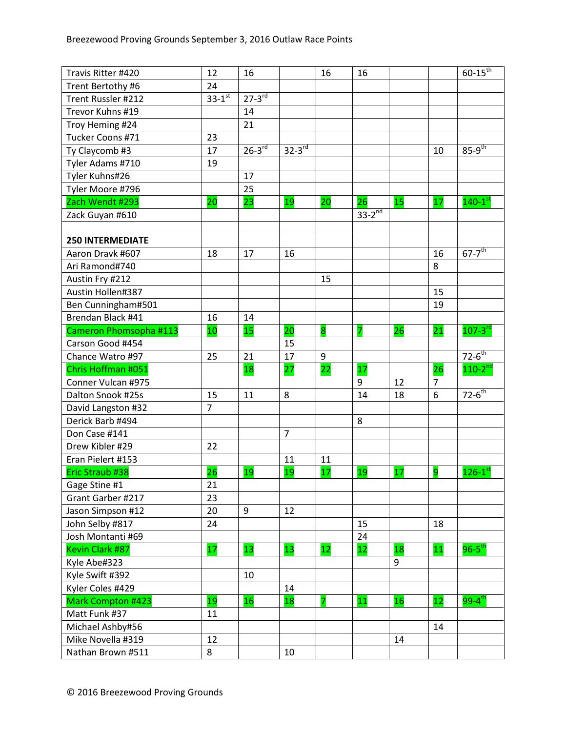Breezewood Proving Grounds September 3, 2016 Outlaw Race Points

| | | | | | | | | |
|---|---|---|---|---|---|---|---|---|
| Travis Ritter #420 | 12 | 16 | | 16 | 16 | | | 60-15th |
| Trent Bertothy #6 | 24 | | | | | | | |
| Trent Russler #212 | 33-1st | 27-3rd | | | | | | |
| Trevor Kuhns #19 | | 14 | | | | | | |
| Troy Heming #24 | | 21 | | | | | | |
| Tucker Coons #71 | 23 | | | | | | | |
| Ty Claycomb #3 | 17 | 26-3rd | 32-3rd | | | | 10 | 85-9th |
| Tyler Adams #710 | 19 | | | | | | | |
| Tyler Kuhns#26 | | 17 | | | | | | |
| Tyler Moore #796 | | 25 | | | | | | |
| Zach Wendt #293 | 20 | 23 | 19 | 20 | 26 | 15 | 17 | 140-1st |
| Zack Guyan #610 | | | | | 33-2nd | | | |
| | | | | | | | | |
| **250 INTERMEDIATE** | | | | | | | | |
| Aaron Dravk #607 | 18 | 17 | 16 | | | | 16 | 67-7th |
| Ari Ramond#740 | | | | | | | 8 | |
| Austin Fry #212 | | | | 15 | | | | |
| Austin Hollen#387 | | | | | | | 15 | |
| Ben Cunningham#501 | | | | | | | 19 | |
| Brendan Black #41 | 16 | 14 | | | | | | |
| Cameron Phomsopha #113 | 10 | 15 | 20 | 8 | 7 | 26 | 21 | 107-3rd |
| Carson Good #454 | | | 15 | | | | | |
| Chance Watro #97 | 25 | 21 | 17 | 9 | | | | 72-6th |
| Chris Hoffman #051 | | 18 | 27 | 22 | 17 | | 26 | 110-2nd |
| Conner Vulcan #975 | | | | | 9 | 12 | 7 | |
| Dalton Snook #25s | 15 | 11 | 8 | | 14 | 18 | 6 | 72-6th |
| David Langston #32 | 7 | | | | | | | |
| Derick Barb #494 | | | | | 8 | | | |
| Don Case #141 | | | 7 | | | | | |
| Drew Kibler #29 | 22 | | | | | | | |
| Eran Pielert #153 | | | 11 | 11 | | | | |
| Eric Straub #38 | 26 | 19 | 19 | 17 | 19 | 17 | 9 | 126-1st |
| Gage Stine #1 | 21 | | | | | | | |
| Grant Garber #217 | 23 | | | | | | | |
| Jason Simpson #12 | 20 | 9 | 12 | | | | | |
| John Selby #817 | 24 | | | | 15 | | 18 | |
| Josh Montanti #69 | | | | | 24 | | | |
| Kevin Clark #87 | 17 | 13 | 13 | 12 | 12 | 18 | 11 | 96-5th |
| Kyle Abe#323 | | | | | | 9 | | |
| Kyle Swift #392 | | 10 | | | | | | |
| Kyler Coles #429 | | | 14 | | | | | |
| Mark Compton #423 | 19 | 16 | 18 | 7 | 11 | 16 | 12 | 99-4th |
| Matt Funk #37 | 11 | | | | | | | |
| Michael Ashby#56 | | | | | | | 14 | |
| Mike Novella #319 | 12 | | | | | 14 | | |
| Nathan Brown #511 | 8 | | 10 | | | | | |

© 2016 Breezewood Proving Grounds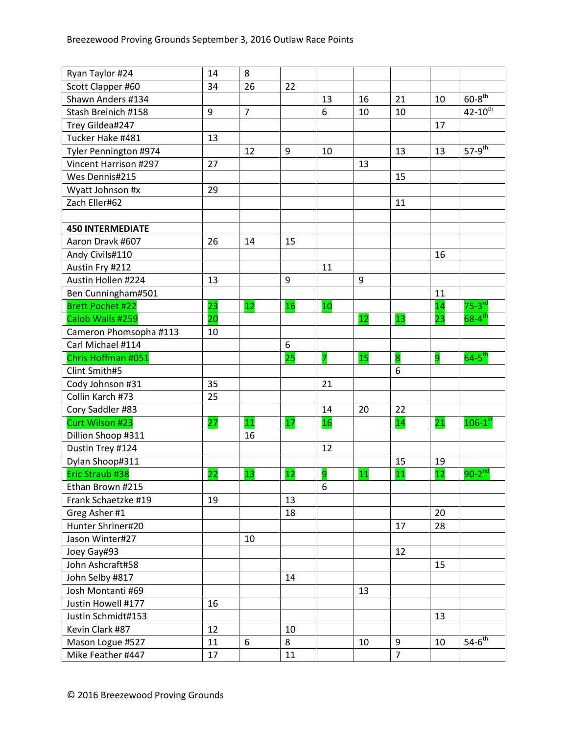| | | | | | | | | |
|---|---|---|---|---|---|---|---|---|
| Ryan Taylor #24 | 14 | 8 | | | | | | |
| Scott Clapper #60 | 34 | 26 | 22 | | | | | |
| Shawn Anders #134 | | | | 13 | 16 | 21 | 10 | 60-8th |
| Stash Breinich #158 | 9 | 7 | | 6 | 10 | 10 | | 42-10th |
| Trey Gildea#247 | | | | | | | 17 | |
| Tucker Hake #481 | 13 | | | | | | | |
| Tyler Pennington #974 | | 12 | 9 | 10 | | 13 | 13 | 57-9th |
| Vincent Harrison #297 | 27 | | | | 13 | | | |
| Wes Dennis#215 | | | | | | 15 | | |
| Wyatt Johnson #x | 29 | | | | | | | |
| Zach Eller#62 | | | | | | 11 | | |
| | | | | | | | | |
| **450 INTERMEDIATE** | | | | | | | | |
| Aaron Dravk #607 | 26 | 14 | 15 | | | | | |
| Andy Civils#110 | | | | | | | 16 | |
| Austin Fry #212 | | | | 11 | | | | |
| Austin Hollen #224 | 13 | | 9 | | 9 | | | |
| Ben Cunningham#501 | | | | | | | 11 | |
| Brett Pochet #22 | 23 | 12 | 16 | 10 | | | 14 | 75-3rd |
| Calob Walls #259 | 20 | | | | 12 | 13 | 23 | 68-4th |
| Cameron Phomsopha #113 | 10 | | | | | | | |
| Carl Michael #114 | | | 6 | | | | | |
| Chris Hoffman #051 | | | 25 | 7 | 15 | 8 | 9 | 64-5th |
| Clint Smith#5 | | | | | | 6 | | |
| Cody Johnson #31 | 35 | | | 21 | | | | |
| Collin Karch #73 | 25 | | | | | | | |
| Cory Saddler #83 | | | | 14 | 20 | 22 | | |
| Curt Wilson #23 | 27 | 11 | 17 | 16 | | 14 | 21 | 106-1st |
| Dillion Shoop #311 | | 16 | | | | | | |
| Dustin Trey #124 | | | | 12 | | | | |
| Dylan Shoop#311 | | | | | | 15 | 19 | |
| Eric Straub #38 | 22 | 13 | 12 | 9 | 11 | 11 | 12 | 90-2nd |
| Ethan Brown #215 | | | | 6 | | | | |
| Frank Schaetzke #19 | 19 | | 13 | | | | | |
| Greg Asher #1 | | | 18 | | | | 20 | |
| Hunter Shriner#20 | | | | | | 17 | 28 | |
| Jason Winter#27 | | 10 | | | | | | |
| Joey Gay#93 | | | | | | 12 | | |
| John Ashcraft#58 | | | | | | | 15 | |
| John Selby #817 | | | 14 | | | | | |
| Josh Montanti #69 | | | | | 13 | | | |
| Justin Howell #177 | 16 | | | | | | | |
| Justin Schmidt#153 | | | | | | | 13 | |
| Kevin Clark #87 | 12 | | 10 | | | | | |
| Mason Logue #527 | 11 | 6 | 8 | | 10 | 9 | 10 | 54-6th |
| Mike Feather #447 | 17 | | 11 | | | 7 | | |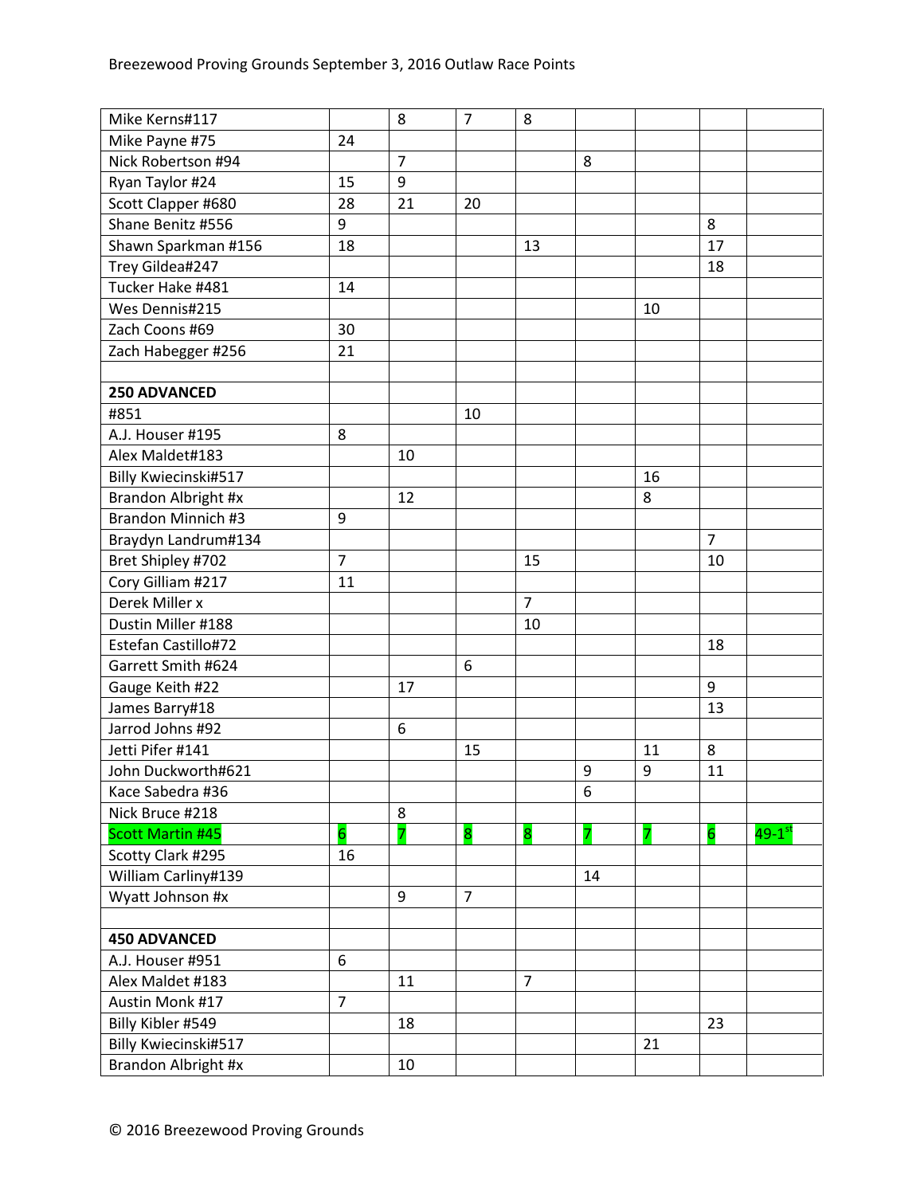Breezewood Proving Grounds September 3, 2016 Outlaw Race Points

| | | | | | | | | |
|---|---|---|---|---|---|---|---|---|
| Mike Kerns#117 | | 8 | 7 | 8 | | | | |
| Mike Payne #75 | 24 | | | | | | | |
| Nick Robertson #94 | | 7 | | | 8 | | | |
| Ryan Taylor #24 | 15 | 9 | | | | | | |
| Scott Clapper #680 | 28 | 21 | 20 | | | | | |
| Shane Benitz #556 | 9 | | | | | | 8 | |
| Shawn Sparkman #156 | 18 | | | 13 | | | 17 | |
| Trey Gildea#247 | | | | | | | 18 | |
| Tucker Hake #481 | 14 | | | | | | | |
| Wes Dennis#215 | | | | | | 10 | | |
| Zach Coons #69 | 30 | | | | | | | |
| Zach Habegger #256 | 21 | | | | | | | |
| | | | | | | | | |
| **250 ADVANCED** | | | | | | | | |
| #851 | | | 10 | | | | | |
| A.J. Houser #195 | 8 | | | | | | | |
| Alex Maldet#183 | | 10 | | | | | | |
| Billy Kwiecinski#517 | | | | | | 16 | | |
| Brandon Albright #x | | 12 | | | | 8 | | |
| Brandon Minnich #3 | 9 | | | | | | | |
| Braydyn Landrum#134 | | | | | | | 7 | |
| Bret Shipley #702 | 7 | | | 15 | | | 10 | |
| Cory Gilliam #217 | 11 | | | | | | | |
| Derek Miller x | | | | 7 | | | | |
| Dustin Miller #188 | | | | 10 | | | | |
| Estefan Castillo#72 | | | | | | | 18 | |
| Garrett Smith #624 | | | 6 | | | | | |
| Gauge Keith #22 | | 17 | | | | | 9 | |
| James Barry#18 | | | | | | | 13 | |
| Jarrod Johns #92 | | 6 | | | | | | |
| Jetti Pifer #141 | | | 15 | | | 11 | 8 | |
| John Duckworth#621 | | | | | 9 | 9 | 11 | |
| Kace Sabedra #36 | | | | | 6 | | | |
| Nick Bruce #218 | | 8 | | | | | | |
| Scott Martin #45 | 6 | 7 | 8 | 8 | 7 | 7 | 6 | 49-1st |
| Scotty Clark #295 | 16 | | | | | | | |
| William Carliny#139 | | | | | 14 | | | |
| Wyatt Johnson #x | | 9 | 7 | | | | | |
| | | | | | | | | |
| **450 ADVANCED** | | | | | | | | |
| A.J. Houser #951 | 6 | | | | | | | |
| Alex Maldet #183 | | 11 | | 7 | | | | |
| Austin Monk #17 | 7 | | | | | | | |
| Billy Kibler #549 | | 18 | | | | | 23 | |
| Billy Kwiecinski#517 | | | | | | 21 | | |
| Brandon Albright #x | | 10 | | | | | | |

© 2016 Breezewood Proving Grounds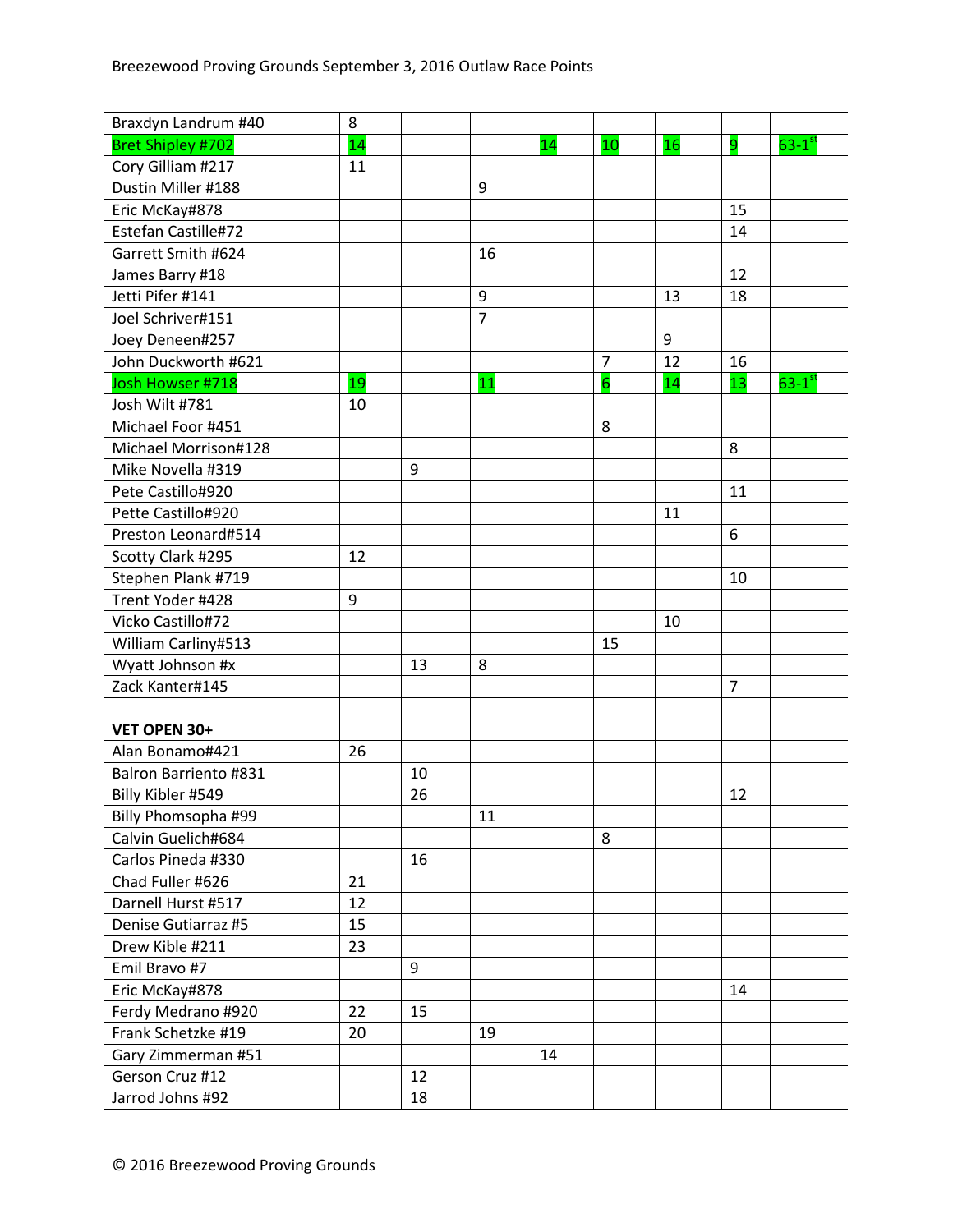Breezewood Proving Grounds September 3, 2016 Outlaw Race Points

| | | | | | | | | |
|---|---|---|---|---|---|---|---|---|
| Braxdyn Landrum #40 | 8 | | | | | | | |
| Bret Shipley #702 | 14 | | | 14 | 10 | 16 | 9 | 63-1st |
| Cory Gilliam #217 | 11 | | | | | | | |
| Dustin Miller #188 | | | 9 | | | | | |
| Eric McKay#878 | | | | | | | 15 | |
| Estefan Castille#72 | | | | | | | 14 | |
| Garrett Smith #624 | | | 16 | | | | | |
| James Barry #18 | | | | | | | 12 | |
| Jetti Pifer #141 | | | 9 | | | 13 | 18 | |
| Joel Schriver#151 | | | 7 | | | | | |
| Joey Deneen#257 | | | | | | 9 | | |
| John Duckworth #621 | | | | | 7 | 12 | 16 | |
| Josh Howser #718 | 19 | | 11 | | 6 | 14 | 13 | 63-1st |
| Josh Wilt #781 | 10 | | | | | | | |
| Michael Foor #451 | | | | | 8 | | | |
| Michael Morrison#128 | | | | | | | 8 | |
| Mike Novella #319 | | 9 | | | | | | |
| Pete Castillo#920 | | | | | | | 11 | |
| Pette Castillo#920 | | | | | | 11 | | |
| Preston Leonard#514 | | | | | | | 6 | |
| Scotty Clark #295 | 12 | | | | | | | |
| Stephen Plank #719 | | | | | | | 10 | |
| Trent Yoder #428 | 9 | | | | | | | |
| Vicko Castillo#72 | | | | | | 10 | | |
| William Carliny#513 | | | | | 15 | | | |
| Wyatt Johnson #x | | 13 | 8 | | | | | |
| Zack Kanter#145 | | | | | | | 7 | |
| | | | | | | | | |
| **VET OPEN 30+** | | | | | | | | |
| Alan Bonamo#421 | 26 | | | | | | | |
| Balron Barriento #831 | | 10 | | | | | | |
| Billy Kibler #549 | | 26 | | | | | 12 | |
| Billy Phomsopha #99 | | | 11 | | | | | |
| Calvin Guelich#684 | | | | | 8 | | | |
| Carlos Pineda #330 | | 16 | | | | | | |
| Chad Fuller #626 | 21 | | | | | | | |
| Darnell Hurst #517 | 12 | | | | | | | |
| Denise Gutiarraz #5 | 15 | | | | | | | |
| Drew Kible #211 | 23 | | | | | | | |
| Emil Bravo #7 | | 9 | | | | | | |
| Eric McKay#878 | | | | | | | 14 | |
| Ferdy Medrano #920 | 22 | 15 | | | | | | |
| Frank Schetzke #19 | 20 | | 19 | | | | | |
| Gary Zimmerman #51 | | | | 14 | | | | |
| Gerson Cruz #12 | | 12 | | | | | | |
| Jarrod Johns #92 | | 18 | | | | | | |

© 2016 Breezewood Proving Grounds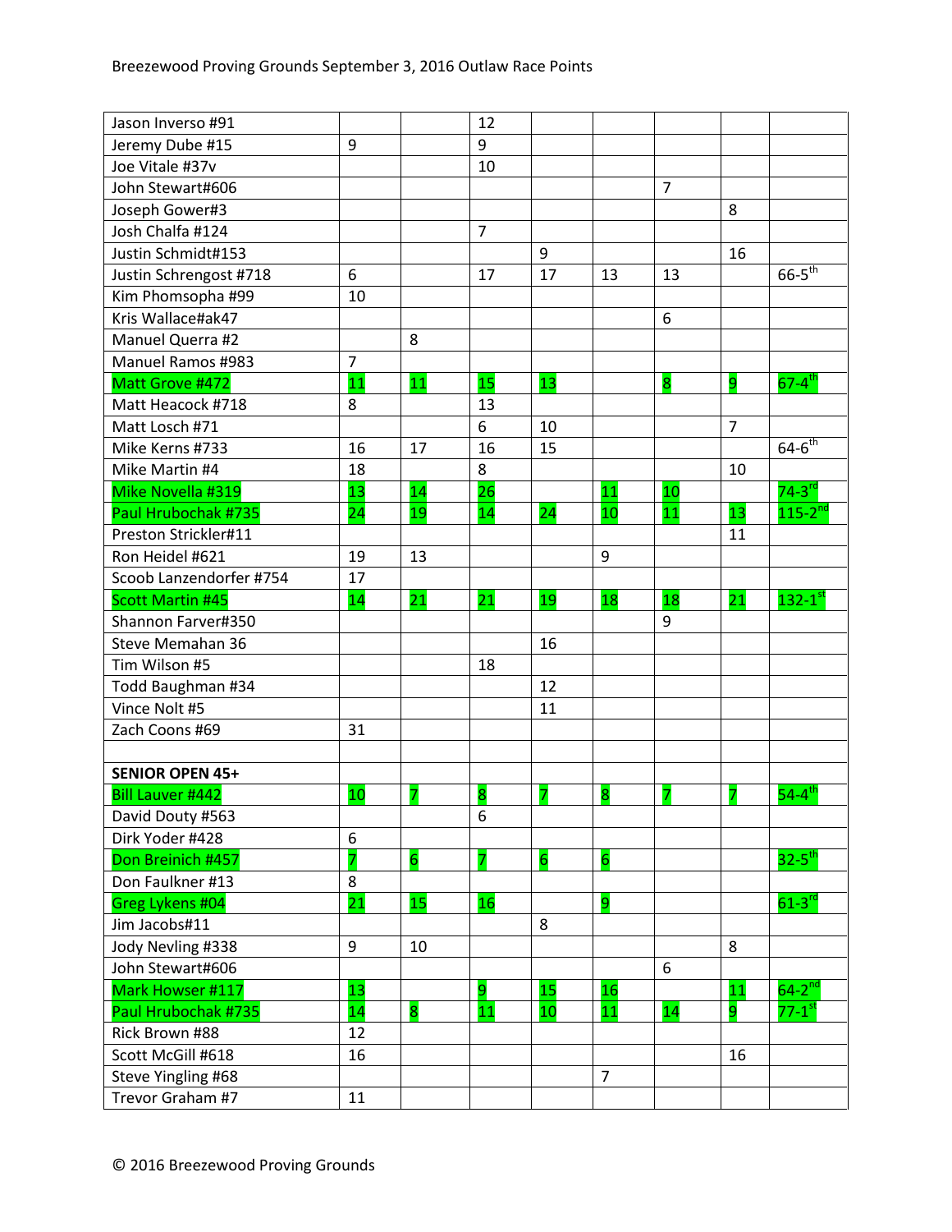| | | | | | | | | |
|---|---|---|---|---|---|---|---|---|
| Jason Inverso #91 | | | 12 | | | | | |
| Jeremy Dube #15 | 9 | | 9 | | | | | |
| Joe Vitale #37v | | | 10 | | | | | |
| John Stewart#606 | | | | | | 7 | | |
| Joseph Gower#3 | | | | | | | 8 | |
| Josh Chalfa #124 | | | 7 | | | | | |
| Justin Schmidt#153 | | | | 9 | | | 16 | |
| Justin Schrengost #718 | 6 | | 17 | 17 | 13 | 13 | | 66-5th |
| Kim Phomsopha #99 | 10 | | | | | | | |
| Kris Wallace#ak47 | | | | | | 6 | | |
| Manuel Querra #2 | | 8 | | | | | | |
| Manuel Ramos #983 | 7 | | | | | | | |
| Matt Grove #472 | 11 | 11 | 15 | 13 | | 8 | 9 | 67-4th |
| Matt Heacock #718 | 8 | | 13 | | | | | |
| Matt Losch #71 | | | 6 | 10 | | | 7 | |
| Mike Kerns #733 | 16 | 17 | 16 | 15 | | | | 64-6th |
| Mike Martin #4 | 18 | | 8 | | | | 10 | |
| Mike Novella #319 | 13 | 14 | 26 | | 11 | 10 | | 74-3rd |
| Paul Hrubochak #735 | 24 | 19 | 14 | 24 | 10 | 11 | 13 | 115-2nd |
| Preston Strickler#11 | | | | | | | 11 | |
| Ron Heidel #621 | 19 | 13 | | | 9 | | | |
| Scoob Lanzendorfer #754 | 17 | | | | | | | |
| Scott Martin #45 | 14 | 21 | 21 | 19 | 18 | 18 | 21 | 132-1st |
| Shannon Farver#350 | | | | | | 9 | | |
| Steve Memahan 36 | | | | 16 | | | | |
| Tim Wilson #5 | | | 18 | | | | | |
| Todd Baughman #34 | | | | 12 | | | | |
| Vince Nolt #5 | | | | 11 | | | | |
| Zach Coons #69 | 31 | | | | | | | |
| | | | | | | | | |
| **SENIOR OPEN 45+** | | | | | | | | |
| Bill Lauver #442 | 10 | 7 | 8 | 7 | 8 | 7 | 7 | 54-4th |
| David Douty #563 | | | 6 | | | | | |
| Dirk Yoder #428 | 6 | | | | | | | |
| Don Breinich #457 | 7 | 6 | 7 | 6 | 6 | | | 32-5th |
| Don Faulkner #13 | 8 | | | | | | | |
| Greg Lykens #04 | 21 | 15 | 16 | | 9 | | | 61-3rd |
| Jim Jacobs#11 | | | | 8 | | | | |
| Jody Nevling #338 | 9 | 10 | | | | | 8 | |
| John Stewart#606 | | | | | | 6 | | |
| Mark Howser #117 | 13 | | 9 | 15 | 16 | | 11 | 64-2nd |
| Paul Hrubochak #735 | 14 | 8 | 11 | 10 | 11 | 14 | 9 | 77-1st |
| Rick Brown #88 | 12 | | | | | | | |
| Scott McGill #618 | 16 | | | | | | 16 | |
| Steve Yingling #68 | | | | | 7 | | | |
| Trevor Graham #7 | 11 | | | | | | | |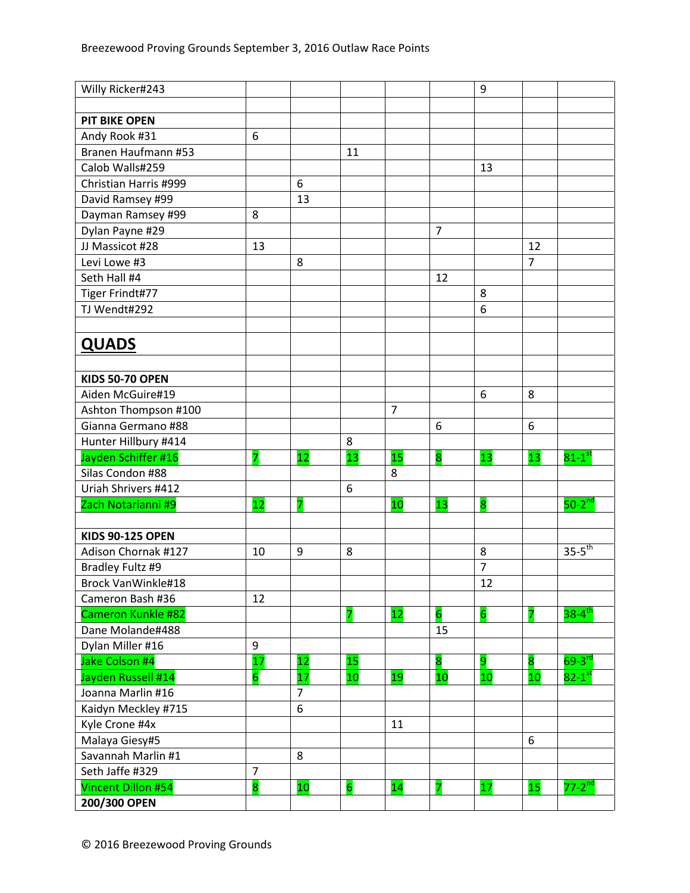| | | | | | | | | |
|---|---|---|---|---|---|---|---|---|
| Willy Ricker#243 | | | | | | 9 | | |
| | | | | | | | | |
| **PIT BIKE OPEN** | | | | | | | | |
| Andy Rook #31 | 6 | | | | | | | |
| Branen Haufmann #53 | | | 11 | | | | | |
| Calob Walls#259 | | | | | | 13 | | |
| Christian Harris #999 | | 6 | | | | | | |
| David Ramsey #99 | | 13 | | | | | | |
| Dayman Ramsey #99 | 8 | | | | | | | |
| Dylan Payne #29 | | | | | 7 | | | |
| JJ Massicot #28 | 13 | | | | | | 12 | |
| Levi Lowe #3 | | 8 | | | | | 7 | |
| Seth Hall #4 | | | | | 12 | | | |
| Tiger Frindt#77 | | | | | | 8 | | |
| TJ Wendt#292 | | | | | | 6 | | |
| | | | | | | | | |
| **QUADS** | | | | | | | | |
| | | | | | | | | |
| **KIDS 50-70 OPEN** | | | | | | | | |
| Aiden McGuire#19 | | | | | | 6 | 8 | |
| Ashton Thompson #100 | | | | 7 | | | | |
| Gianna Germano #88 | | | | | 6 | | 6 | |
| Hunter Hillbury #414 | | | 8 | | | | | |
| Jayden Schiffer #16 | 7 | 12 | 13 | 15 | 8 | 13 | 13 | 81-1st |
| Silas Condon #88 | | | | 8 | | | | |
| Uriah Shrivers #412 | | | 6 | | | | | |
| Zach Notarianni #9 | 12 | 7 | | 10 | 13 | 8 | | 50-2nd |
| | | | | | | | | |
| **KIDS 90-125 OPEN** | | | | | | | | |
| Adison Chornak #127 | 10 | 9 | 8 | | | 8 | | 35-5th |
| Bradley Fultz #9 | | | | | | 7 | | |
| Brock VanWinkle#18 | | | | | | 12 | | |
| Cameron Bash #36 | 12 | | | | | | | |
| Cameron Kunkle #82 | | | 7 | 12 | 6 | 6 | 7 | 38-4th |
| Dane Molande#488 | | | | | 15 | | | |
| Dylan Miller #16 | 9 | | | | | | | |
| Jake Colson #4 | 17 | 12 | 15 | | 8 | 9 | 8 | 69-3rd |
| Jayden Russell #14 | 6 | 17 | 10 | 19 | 10 | 10 | 10 | 82-1st |
| Joanna Marlin #16 | | 7 | | | | | | |
| Kaidyn Meckley #715 | | 6 | | | | | | |
| Kyle Crone #4x | | | | 11 | | | | |
| Malaya Giesy#5 | | | | | | | 6 | |
| Savannah Marlin #1 | | 8 | | | | | | |
| Seth Jaffe #329 | 7 | | | | | | | |
| Vincent Dillon #54 | 8 | 10 | 6 | 14 | 7 | 17 | 15 | 77-2nd |
| **200/300 OPEN** | | | | | | | | |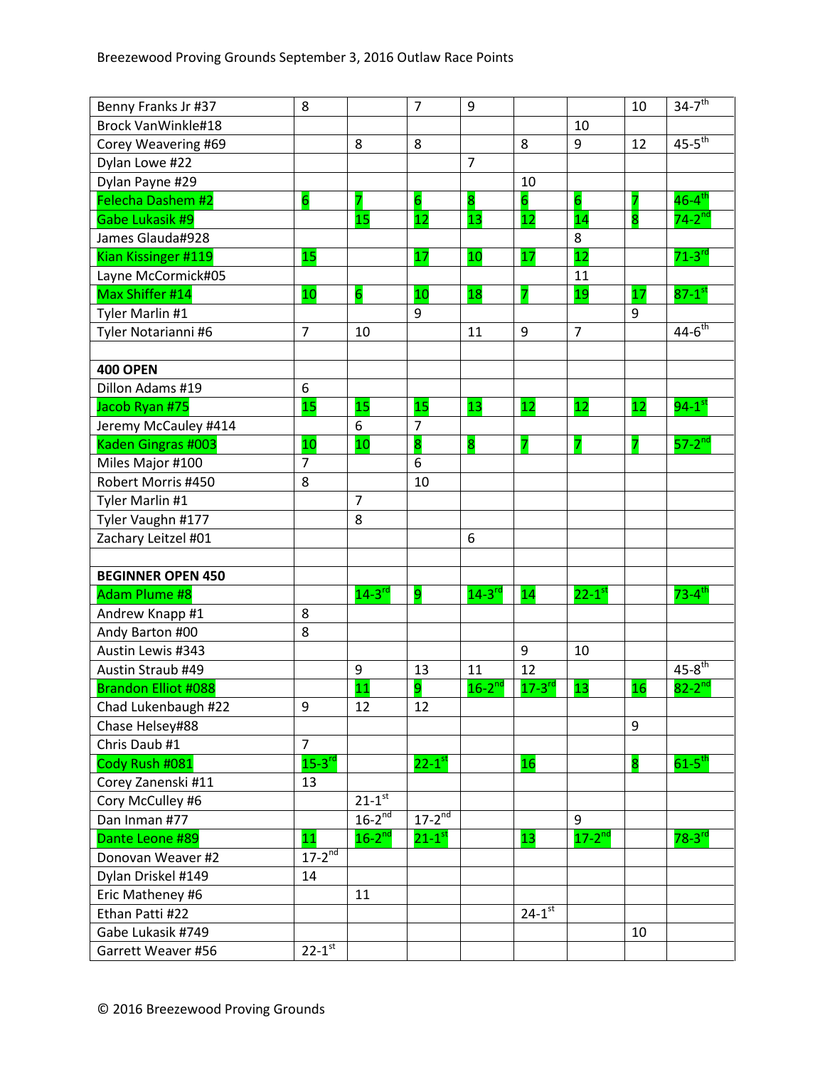Breezewood Proving Grounds September 3, 2016 Outlaw Race Points

| | | | | | | | | |
|---|---|---|---|---|---|---|---|---|
| Benny Franks Jr #37 | 8 | | 7 | 9 | | | 10 | 34-7th |
| Brock VanWinkle#18 | | | | | | 10 | | |
| Corey Weavering #69 | | 8 | 8 | | 8 | 9 | 12 | 45-5th |
| Dylan Lowe #22 | | | | 7 | | | | |
| Dylan Payne #29 | | | | | 10 | | | |
| Felecha Dashem #2 | 6 | 7 | 6 | 8 | 6 | 6 | 7 | 46-4th |
| Gabe Lukasik #9 | | 15 | 12 | 13 | 12 | 14 | 8 | 74-2nd |
| James Glauda#928 | | | | | | 8 | | |
| Kian Kissinger #119 | 15 | | 17 | 10 | 17 | 12 | | 71-3rd |
| Layne McCormick#05 | | | | | | 11 | | |
| Max Shiffer #14 | 10 | 6 | 10 | 18 | 7 | 19 | 17 | 87-1st |
| Tyler Marlin #1 | | | 9 | | | | 9 | |
| Tyler Notarianni #6 | 7 | 10 | | 11 | 9 | 7 | | 44-6th |
| | | | | | | | | |
| **400 OPEN** | | | | | | | | |
| Dillon Adams #19 | 6 | | | | | | | |
| Jacob Ryan #75 | 15 | 15 | 15 | 13 | 12 | 12 | 12 | 94-1st |
| Jeremy McCauley #414 | | 6 | 7 | | | | | |
| Kaden Gingras #003 | 10 | 10 | 8 | 8 | 7 | 7 | 7 | 57-2nd |
| Miles Major #100 | 7 | | 6 | | | | | |
| Robert Morris #450 | 8 | | 10 | | | | | |
| Tyler Marlin #1 | | 7 | | | | | | |
| Tyler Vaughn #177 | | 8 | | | | | | |
| Zachary Leitzel #01 | | | | 6 | | | | |
| | | | | | | | | |
| **BEGINNER OPEN 450** | | | | | | | | |
| Adam Plume #8 | | 14-3rd | 9 | 14-3rd | 14 | 22-1st | | 73-4th |
| Andrew Knapp #1 | 8 | | | | | | | |
| Andy Barton #00 | 8 | | | | | | | |
| Austin Lewis #343 | | | | | 9 | 10 | | |
| Austin Straub #49 | | 9 | 13 | 11 | 12 | | | 45-8th |
| Brandon Elliot #088 | | 11 | 9 | 16-2nd | 17-3rd | 13 | 16 | 82-2nd |
| Chad Lukenbaugh #22 | 9 | 12 | 12 | | | | | |
| Chase Helsey#88 | | | | | | | 9 | |
| Chris Daub #1 | 7 | | | | | | | |
| Cody Rush #081 | 15-3rd | | 22-1st | | 16 | | 8 | 61-5th |
| Corey Zanenski #11 | 13 | | | | | | | |
| Cory McCulley #6 | | 21-1st | | | | | | |
| Dan Inman #77 | | 16-2nd | 17-2nd | | | 9 | | |
| Dante Leone #89 | 11 | 16-2nd | 21-1st | | 13 | 17-2nd | | 78-3rd |
| Donovan Weaver #2 | 17-2nd | | | | | | | |
| Dylan Driskel #149 | 14 | | | | | | | |
| Eric Matheney #6 | | 11 | | | | | | |
| Ethan Patti #22 | | | | | 24-1st | | | |
| Gabe Lukasik #749 | | | | | | | 10 | |
| Garrett Weaver #56 | 22-1st | | | | | | | |

© 2016 Breezewood Proving Grounds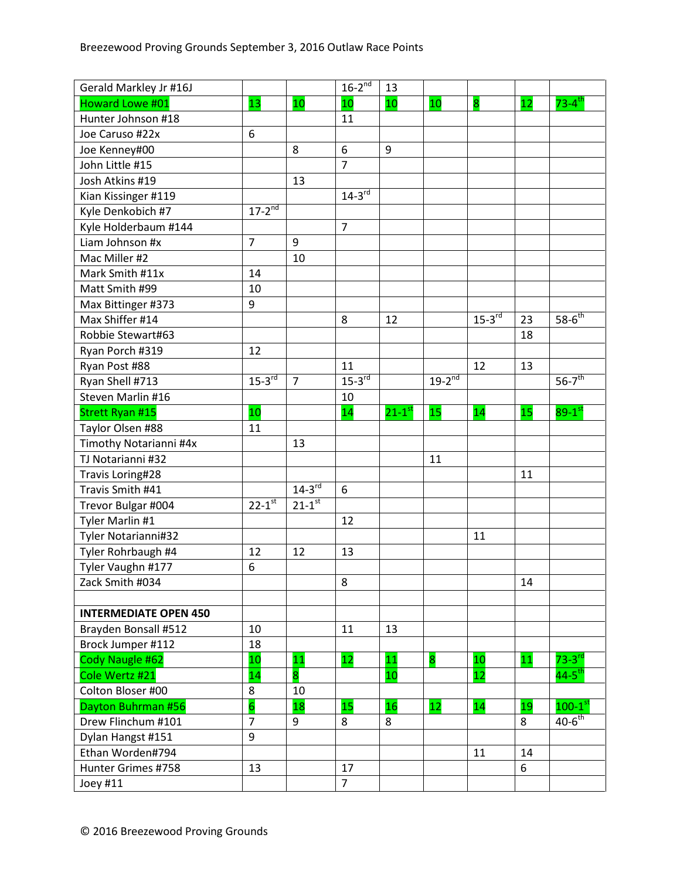| | | | | | | | | |
|---|---|---|---|---|---|---|---|---|
| Gerald Markley Jr #16J | | | 16-2nd | 13 | | | | |
| Howard Lowe #01 | 13 | 10 | 10 | 10 | 10 | 8 | 12 | 73-4th |
| Hunter Johnson #18 | | | 11 | | | | | |
| Joe Caruso #22x | 6 | | | | | | | |
| Joe Kenney#00 | | 8 | 6 | 9 | | | | |
| John Little #15 | | | 7 | | | | | |
| Josh Atkins #19 | | 13 | | | | | | |
| Kian Kissinger #119 | | | 14-3rd | | | | | |
| Kyle Denkobich #7 | 17-2nd | | | | | | | |
| Kyle Holderbaum #144 | | | 7 | | | | | |
| Liam Johnson #x | 7 | 9 | | | | | | |
| Mac Miller #2 | | 10 | | | | | | |
| Mark Smith #11x | 14 | | | | | | | |
| Matt Smith #99 | 10 | | | | | | | |
| Max Bittinger #373 | 9 | | | | | | | |
| Max Shiffer #14 | | | 8 | 12 | | 15-3rd | 23 | 58-6th |
| Robbie Stewart#63 | | | | | | | 18 | |
| Ryan Porch #319 | 12 | | | | | | | |
| Ryan Post #88 | | | 11 | | | 12 | 13 | |
| Ryan Shell #713 | 15-3rd | 7 | 15-3rd | | 19-2nd | | | 56-7th |
| Steven Marlin #16 | | | 10 | | | | | |
| Strett Ryan #15 | 10 | | 14 | 21-1st | 15 | 14 | 15 | 89-1st |
| Taylor Olsen #88 | 11 | | | | | | | |
| Timothy Notarianni #4x | | 13 | | | | | | |
| TJ Notarianni #32 | | | | | 11 | | | |
| Travis Loring#28 | | | | | | | 11 | |
| Travis Smith #41 | | 14-3rd | 6 | | | | | |
| Trevor Bulgar #004 | 22-1st | 21-1st | | | | | | |
| Tyler Marlin #1 | | | 12 | | | | | |
| Tyler Notarianni#32 | | | | | | 11 | | |
| Tyler Rohrbaugh #4 | 12 | 12 | 13 | | | | | |
| Tyler Vaughn #177 | 6 | | | | | | | |
| Zack Smith #034 | | | 8 | | | | 14 | |
| | | | | | | | | |
| **INTERMEDIATE OPEN 450** | | | | | | | | |
| Brayden Bonsall #512 | 10 | | 11 | 13 | | | | |
| Brock Jumper #112 | 18 | | | | | | | |
| Cody Naugle #62 | 10 | 11 | 12 | 11 | 8 | 10 | 11 | 73-3rd |
| Cole Wertz #21 | 14 | 8 | | 10 | | 12 | | 44-5th |
| Colton Bloser #00 | 8 | 10 | | | | | | |
| Dayton Buhrman #56 | 6 | 18 | 15 | 16 | 12 | 14 | 19 | 100-1st |
| Drew Flinchum #101 | 7 | 9 | 8 | 8 | | | 8 | 40-6th |
| Dylan Hangst #151 | 9 | | | | | | | |
| Ethan Worden#794 | | | | | | 11 | 14 | |
| Hunter Grimes #758 | 13 | | 17 | | | | 6 | |
| Joey #11 | | | 7 | | | | | |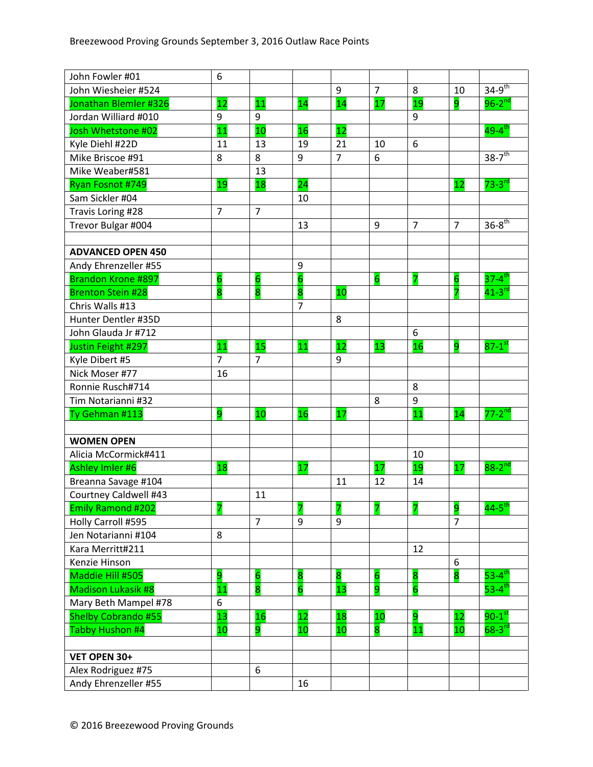| | | | | | | | | |
|---|---|---|---|---|---|---|---|---|
| John Fowler #01 | 6 | | | | | | | |
| John Wiesheier #524 | | | | 9 | 7 | 8 | 10 | 34-9th |
| Jonathan Blemler #326 | 12 | 11 | 14 | 14 | 17 | 19 | 9 | 96-2nd |
| Jordan Williard #010 | 9 | 9 | | | | 9 | | |
| Josh Whetstone #02 | 11 | 10 | 16 | 12 | | | | 49-4th |
| Kyle Diehl #22D | 11 | 13 | 19 | 21 | 10 | 6 | | |
| Mike Briscoe #91 | 8 | 8 | 9 | 7 | 6 | | | 38-7th |
| Mike Weaber#581 | | 13 | | | | | | |
| Ryan Fosnot #749 | 19 | 18 | 24 | | | | 12 | 73-3rd |
| Sam Sickler #04 | | | 10 | | | | | |
| Travis Loring #28 | 7 | 7 | | | | | | |
| Trevor Bulgar #004 | | | 13 | | 9 | 7 | 7 | 36-8th |
| | | | | | | | | |
| **ADVANCED OPEN 450** | | | | | | | | |
| Andy Ehrenzeller #55 | | | 9 | | | | | |
| Brandon Krone #897 | 6 | 6 | 6 | | 6 | 7 | 6 | 37-4th |
| Brenton Stein #28 | 8 | 8 | 8 | 10 | | | 7 | 41-3rd |
| Chris Walls #13 | | | 7 | | | | | |
| Hunter Dentler #35D | | | | 8 | | | | |
| John Glauda Jr #712 | | | | | | 6 | | |
| Justin Feight #297 | 11 | 15 | 11 | 12 | 13 | 16 | 9 | 87-1st |
| Kyle Dibert #5 | 7 | 7 | | 9 | | | | |
| Nick Moser #77 | 16 | | | | | | | |
| Ronnie Rusch#714 | | | | | | 8 | | |
| Tim Notarianni #32 | | | | | 8 | 9 | | |
| Ty Gehman #113 | 9 | 10 | 16 | 17 | | 11 | 14 | 77-2nd |
| | | | | | | | | |
| **WOMEN OPEN** | | | | | | | | |
| Alicia McCormick#411 | | | | | | 10 | | |
| Ashley Imler #6 | 18 | | 17 | | 17 | 19 | 17 | 88-2nd |
| Breanna Savage #104 | | | | 11 | 12 | 14 | | |
| Courtney Caldwell #43 | | 11 | | | | | | |
| Emily Ramond #202 | 7 | | 7 | 7 | 7 | 7 | 9 | 44-5th |
| Holly Carroll #595 | | 7 | 9 | 9 | | | 7 | |
| Jen Notarianni #104 | 8 | | | | | | | |
| Kara Merritt#211 | | | | | | 12 | | |
| Kenzie Hinson | | | | | | | 6 | |
| Maddie Hill #505 | 9 | 6 | 8 | 8 | 6 | 8 | 8 | 53-4th |
| Madison Lukasik #8 | 11 | 8 | 6 | 13 | 9 | 6 | | 53-4th |
| Mary Beth Mampel #78 | 6 | | | | | | | |
| Shelby Cobrando #55 | 13 | 16 | 12 | 18 | 10 | 9 | 12 | 90-1st |
| Tabby Hushon #4 | 10 | 9 | 10 | 10 | 8 | 11 | 10 | 68-3rd |
| | | | | | | | | |
| **VET OPEN 30+** | | | | | | | | |
| Alex Rodriguez #75 | | 6 | | | | | | |
| Andy Ehrenzeller #55 | | | 16 | | | | | |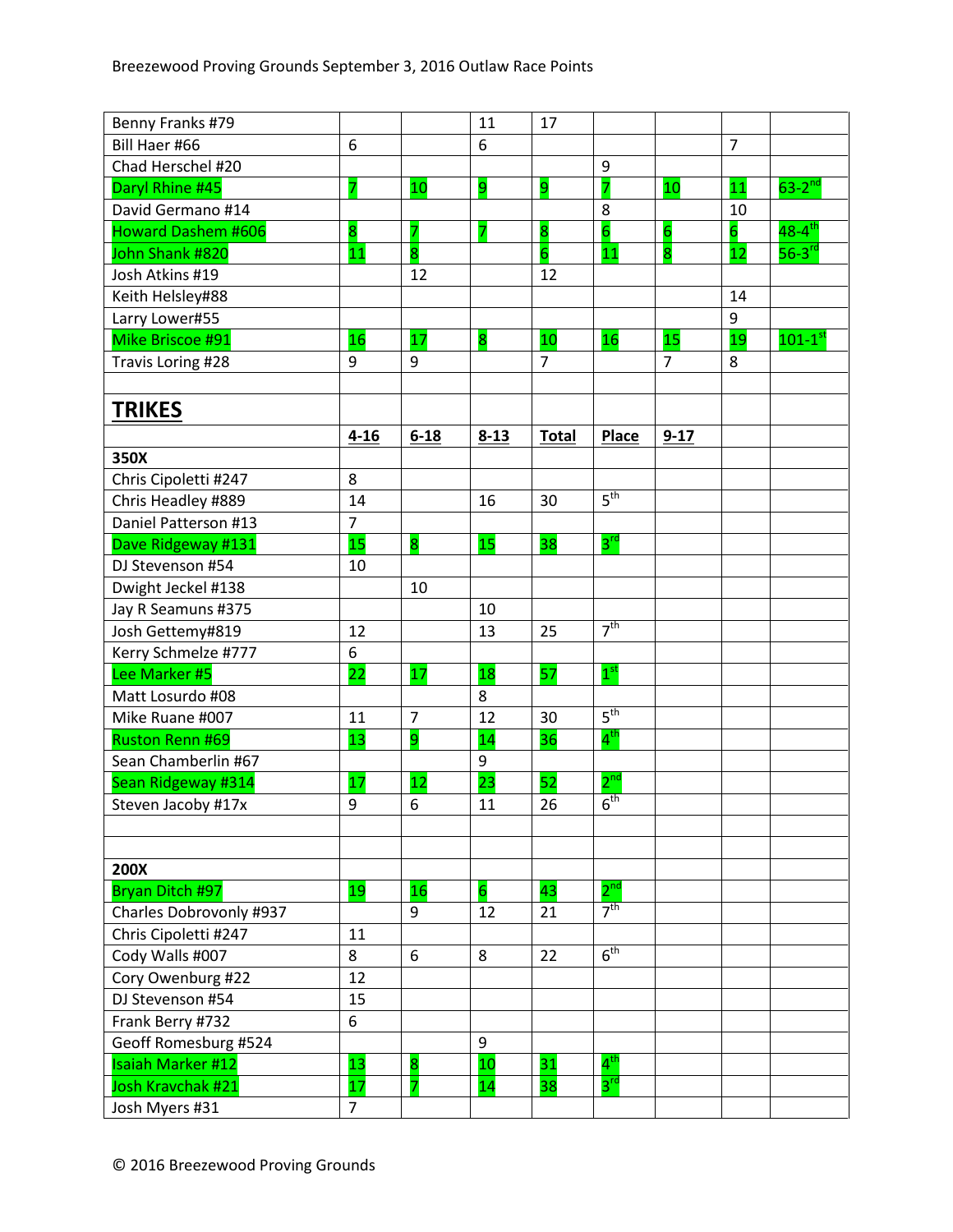| | | | | | | | | |
|---|---|---|---|---|---|---|---|---|
| Benny Franks #79 | | | 11 | 17 | | | | |
| Bill Haer #66 | 6 | | 6 | | | | 7 | |
| Chad Herschel #20 | | | | | 9 | | | |
| Daryl Rhine #45 | 7 | 10 | 9 | 9 | 7 | 10 | 11 | 63-2nd |
| David Germano #14 | | | | | 8 | | 10 | |
| Howard Dashem #606 | 8 | 7 | 7 | 8 | 6 | 6 | 6 | 48-4th |
| John Shank #820 | 11 | 8 | | 6 | 11 | 8 | 12 | 56-3rd |
| Josh Atkins #19 | | 12 | | 12 | | | | |
| Keith Helsley#88 | | | | | | | 14 | |
| Larry Lower#55 | | | | | | | 9 | |
| Mike Briscoe #91 | 16 | 17 | 8 | 10 | 16 | 15 | 19 | 101-1st |
| Travis Loring #28 | 9 | 9 | | 7 | | 7 | 8 | |
| | | | | | | | | |
| **TRIKES** | | | | | | | | |
| | **4-16** | **6-18** | **8-13** | **Total** | **Place** | **9-17** | | |
| **350X** | | | | | | | | |
| Chris Cipoletti #247 | 8 | | | | | | | |
| Chris Headley #889 | 14 | | 16 | 30 | 5th | | | |
| Daniel Patterson #13 | 7 | | | | | | | |
| Dave Ridgeway #131 | 15 | 8 | 15 | 38 | 3rd | | | |
| DJ Stevenson #54 | 10 | | | | | | | |
| Dwight Jeckel #138 | | 10 | | | | | | |
| Jay R Seamuns #375 | | | 10 | | | | | |
| Josh Gettemy#819 | 12 | | 13 | 25 | 7th | | | |
| Kerry Schmelze #777 | 6 | | | | | | | |
| Lee Marker #5 | 22 | 17 | 18 | 57 | 1st | | | |
| Matt Losurdo #08 | | | 8 | | | | | |
| Mike Ruane #007 | 11 | 7 | 12 | 30 | 5th | | | |
| Ruston Renn #69 | 13 | 9 | 14 | 36 | 4th | | | |
| Sean Chamberlin #67 | | | 9 | | | | | |
| Sean Ridgeway #314 | 17 | 12 | 23 | 52 | 2nd | | | |
| Steven Jacoby #17x | 9 | 6 | 11 | 26 | 6th | | | |
| | | | | | | | | |
| | | | | | | | | |
| **200X** | | | | | | | | |
| Bryan Ditch #97 | 19 | 16 | 6 | 43 | 2nd | | | |
| Charles Dobrovonly #937 | | 9 | 12 | 21 | 7th | | | |
| Chris Cipoletti #247 | 11 | | | | | | | |
| Cody Walls #007 | 8 | 6 | 8 | 22 | 6th | | | |
| Cory Owenburg #22 | 12 | | | | | | | |
| DJ Stevenson #54 | 15 | | | | | | | |
| Frank Berry #732 | 6 | | | | | | | |
| Geoff Romesburg #524 | | | 9 | | | | | |
| Isaiah Marker #12 | 13 | 8 | 10 | 31 | 4th | | | |
| Josh Kravchak #21 | 17 | 7 | 14 | 38 | 3rd | | | |
| Josh Myers #31 | 7 | | | | | | | |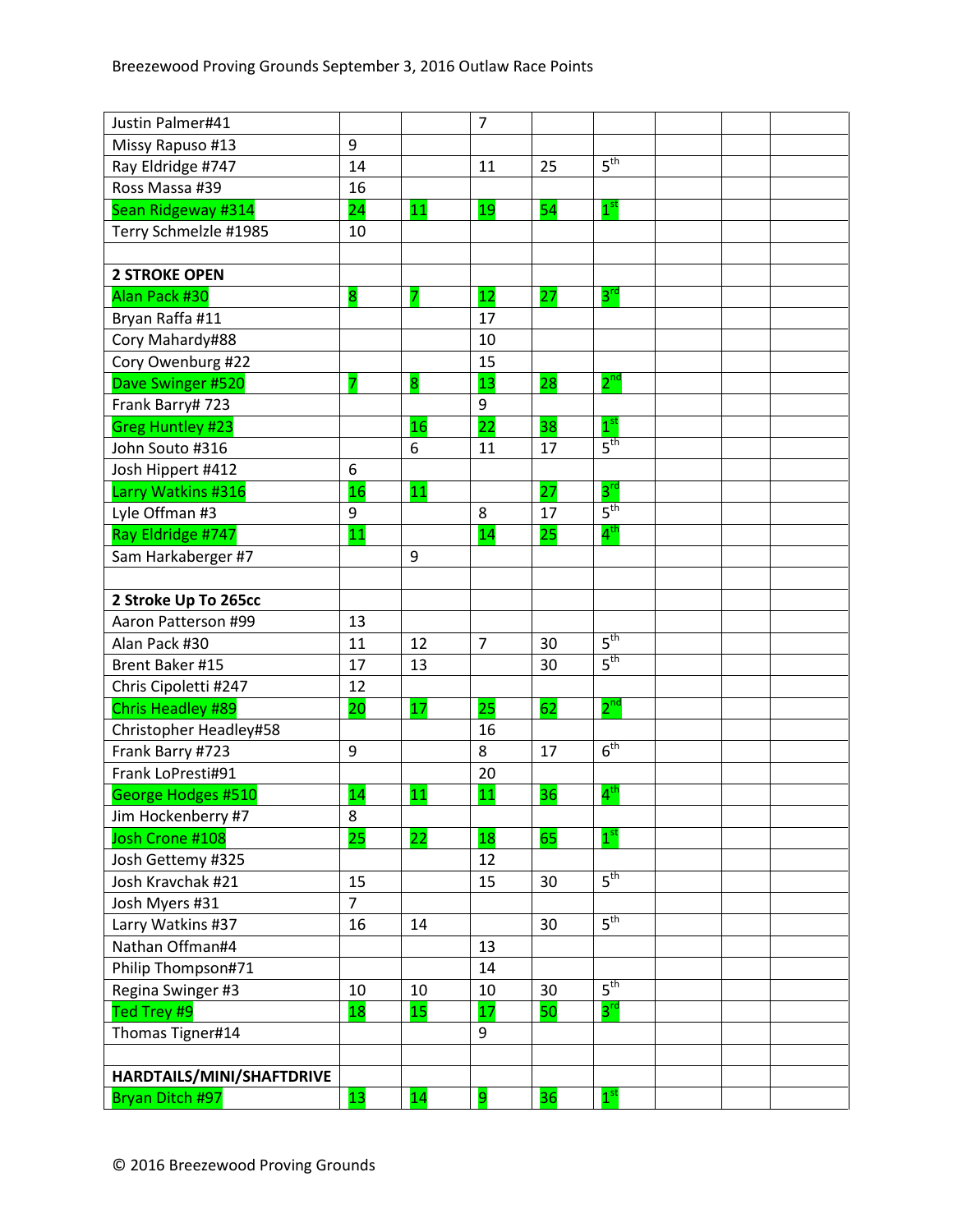| | | | | | | | | |
|---|---|---|---|---|---|---|---|---|
| Justin Palmer#41 | | | 7 | | | | | |
| Missy Rapuso #13 | 9 | | | | | | | |
| Ray Eldridge #747 | 14 | | 11 | 25 | 5th | | | |
| Ross Massa #39 | 16 | | | | | | | |
| Sean Ridgeway #314 | 24 | 11 | 19 | 54 | 1st | | | |
| Terry Schmelzle #1985 | 10 | | | | | | | |
| | | | | | | | | |
| **2 STROKE OPEN** | | | | | | | | |
| Alan Pack #30 | 8 | 7 | 12 | 27 | 3rd | | | |
| Bryan Raffa #11 | | | 17 | | | | | |
| Cory Mahardy#88 | | | 10 | | | | | |
| Cory Owenburg #22 | | | 15 | | | | | |
| Dave Swinger #520 | 7 | 8 | 13 | 28 | 2nd | | | |
| Frank Barry# 723 | | | 9 | | | | | |
| Greg Huntley #23 | | 16 | 22 | 38 | 1st | | | |
| John Souto #316 | | 6 | 11 | 17 | 5th | | | |
| Josh Hippert #412 | 6 | | | | | | | |
| Larry Watkins #316 | 16 | 11 | | 27 | 3rd | | | |
| Lyle Offman #3 | 9 | | 8 | 17 | 5th | | | |
| Ray Eldridge #747 | 11 | | 14 | 25 | 4th | | | |
| Sam Harkaberger #7 | | 9 | | | | | | |
| | | | | | | | | |
| **2 Stroke Up To 265cc** | | | | | | | | |
| Aaron Patterson #99 | 13 | | | | | | | |
| Alan Pack #30 | 11 | 12 | 7 | 30 | 5th | | | |
| Brent Baker #15 | 17 | 13 | | 30 | 5th | | | |
| Chris Cipoletti #247 | 12 | | | | | | | |
| Chris Headley #89 | 20 | 17 | 25 | 62 | 2nd | | | |
| Christopher Headley#58 | | | 16 | | | | | |
| Frank Barry #723 | 9 | | 8 | 17 | 6th | | | |
| Frank LoPresti#91 | | | 20 | | | | | |
| George Hodges #510 | 14 | 11 | 11 | 36 | 4th | | | |
| Jim Hockenberry #7 | 8 | | | | | | | |
| Josh Crone #108 | 25 | 22 | 18 | 65 | 1st | | | |
| Josh Gettemy #325 | | | 12 | | | | | |
| Josh Kravchak #21 | 15 | | 15 | 30 | 5th | | | |
| Josh Myers #31 | 7 | | | | | | | |
| Larry Watkins #37 | 16 | 14 | | 30 | 5th | | | |
| Nathan Offman#4 | | | 13 | | | | | |
| Philip Thompson#71 | | | 14 | | | | | |
| Regina Swinger #3 | 10 | 10 | 10 | 30 | 5th | | | |
| Ted Trey #9 | 18 | 15 | 17 | 50 | 3rd | | | |
| Thomas Tigner#14 | | | 9 | | | | | |
| | | | | | | | | |
| **HARDTAILS/MINI/SHAFTDRIVE** | | | | | | | | |
| Bryan Ditch #97 | 13 | 14 | 9 | 36 | 1st | | | |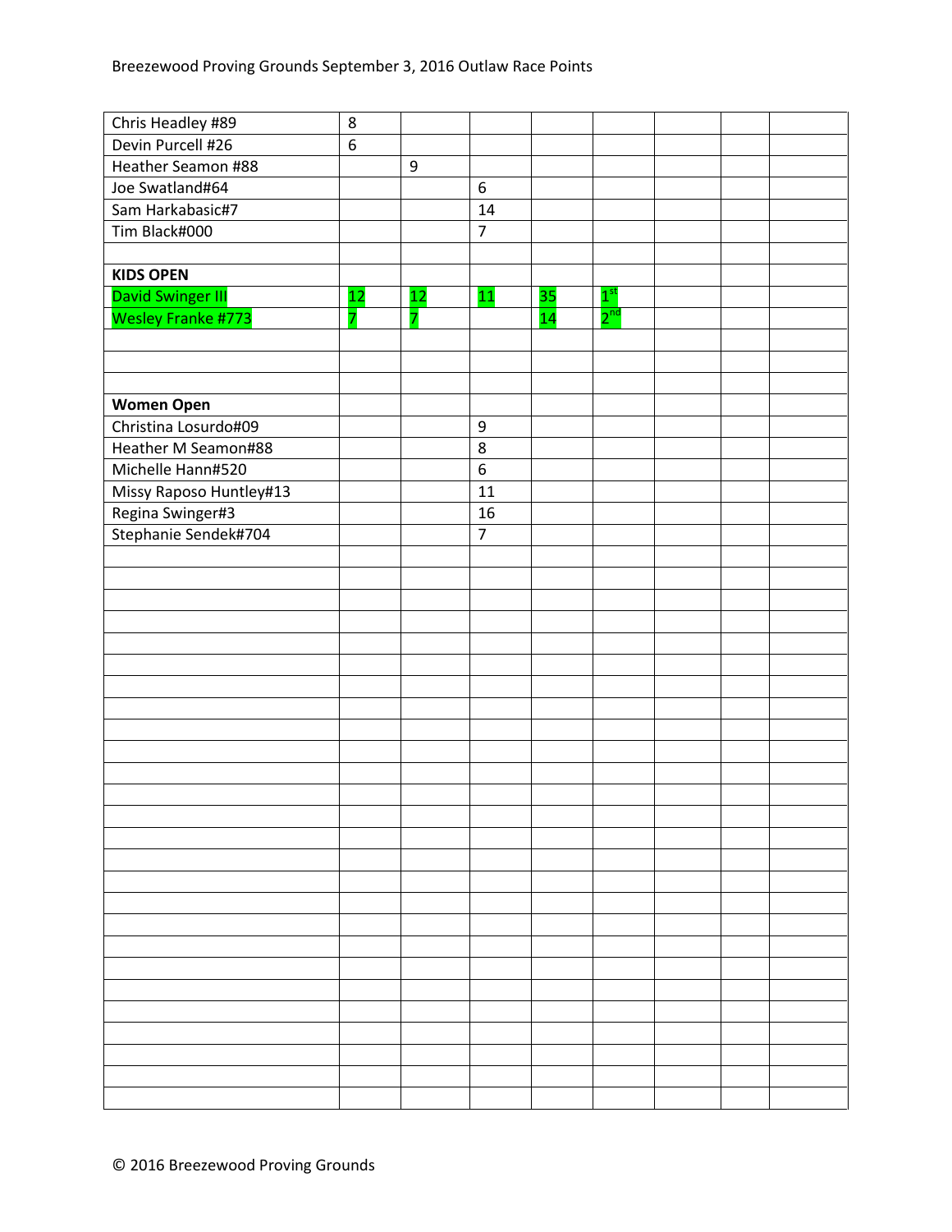| | | | | | | | | |
|---|---|---|---|---|---|---|---|---|
| Chris Headley #89 | 8 | | | | | | | |
| Devin Purcell #26 | 6 | | | | | | | |
| Heather Seamon #88 | | 9 | | | | | | |
| Joe Swatland#64 | | | 6 | | | | | |
| Sam Harkabasic#7 | | | 14 | | | | | |
| Tim Black#000 | | | 7 | | | | | |
| | | | | | | | | |
| **KIDS OPEN** | | | | | | | | |
| David Swinger III | 12 | 12 | 11 | 35 | 1st | | | |
| Wesley Franke #773 | 7 | 7 | | 14 | 2nd | | | |
| | | | | | | | | |
| | | | | | | | | |
| | | | | | | | | |
| **Women Open** | | | | | | | | |
| Christina Losurdo#09 | | | 9 | | | | | |
| Heather M Seamon#88 | | | 8 | | | | | |
| Michelle Hann#520 | | | 6 | | | | | |
| Missy Raposo Huntley#13 | | | 11 | | | | | |
| Regina Swinger#3 | | | 16 | | | | | |
| Stephanie Sendek#704 | | | 7 | | | | | |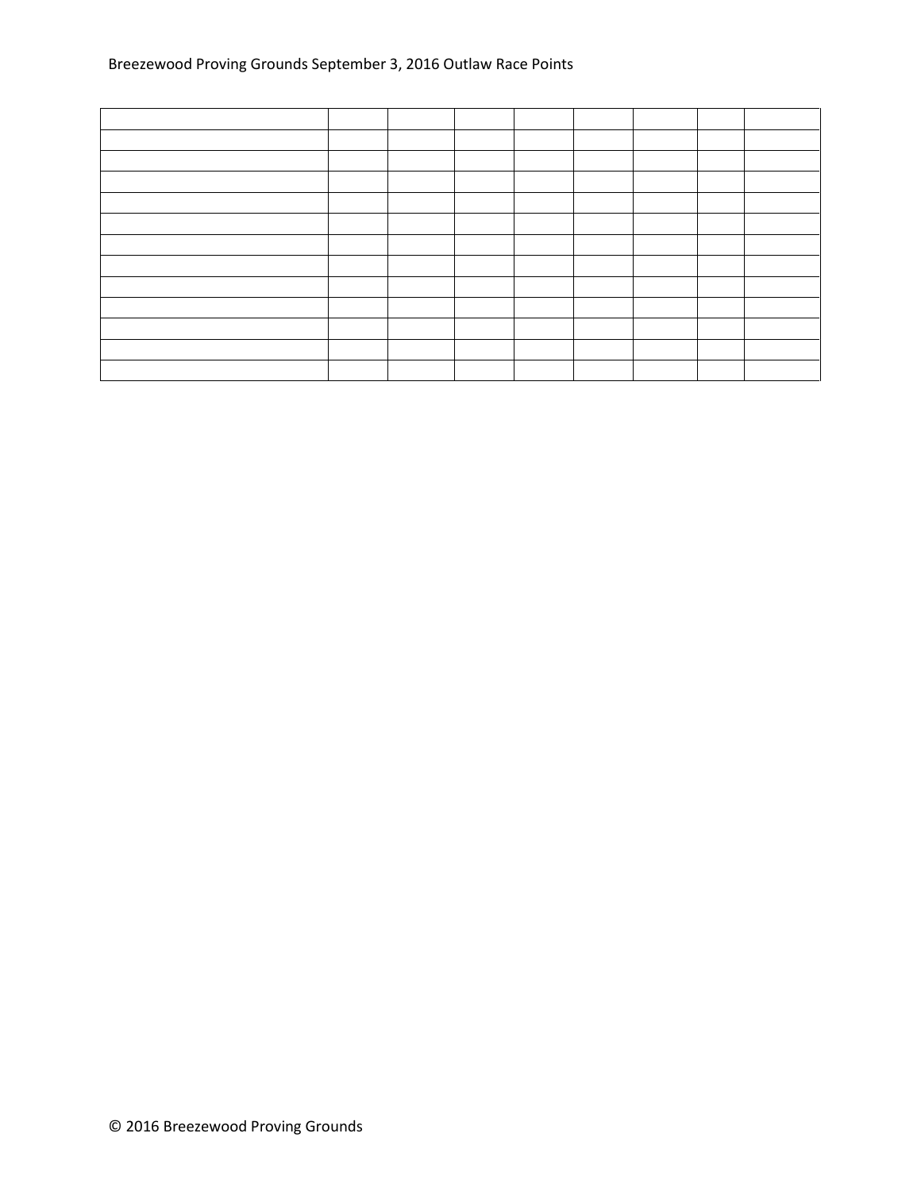Breezewood Proving Grounds September 3, 2016 Outlaw Race Points

| | | | | | | | | |
|---|---|---|---|---|---|---|---|---|
| | | | | | | | | |
| | | | | | | | | |
| | | | | | | | | |
| | | | | | | | | |
| | | | | | | | | |
| | | | | | | | | |
| | | | | | | | | |
| | | | | | | | | |
| | | | | | | | | |
| | | | | | | | | |
| | | | | | | | | |
| | | | | | | | | |